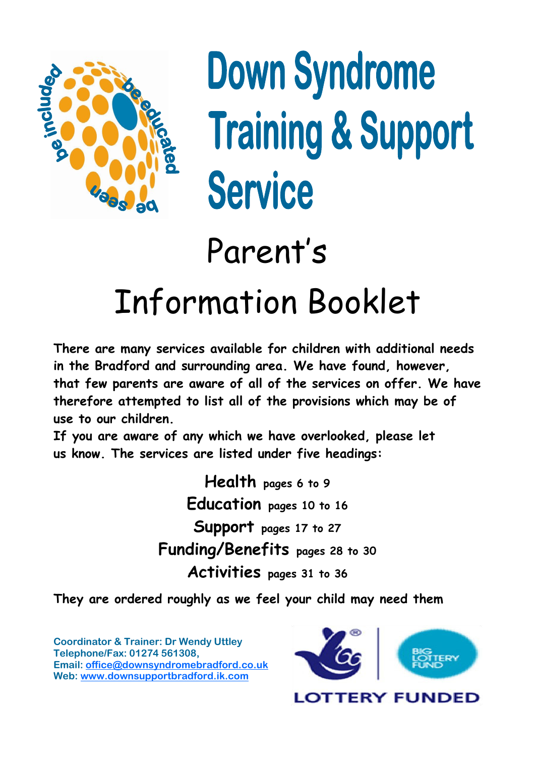# Down Syndrome Training & Support Service

## Parent's Information Booklet

**There are many services available for children with additional needs in the Bradford and surrounding area. We have found, however, that few parents are aware of all of the services on offer. We have therefore attempted to list all of the provisions which may be of use to our children.**

**If you are aware of any which we have overlooked, please let us know. The services are listed under five headings:**

**Health** pages 6 to 9

**Education** pages 10 to 16

**Support** pages 17 to 27

**Funding/Benefits** pages 28 to 30

**Activities** pages 31 to 36

**They are ordered roughly as we feel your child may need them**

**Coordinator & Trainer: Dr Wendy Uttley**
**Telephone/Fax: 01274 561308,**
**Email: office@downsyndromebradford.co.uk**
**Web: www.downsupportbradford.ik.com**

LOTTERY FUNDED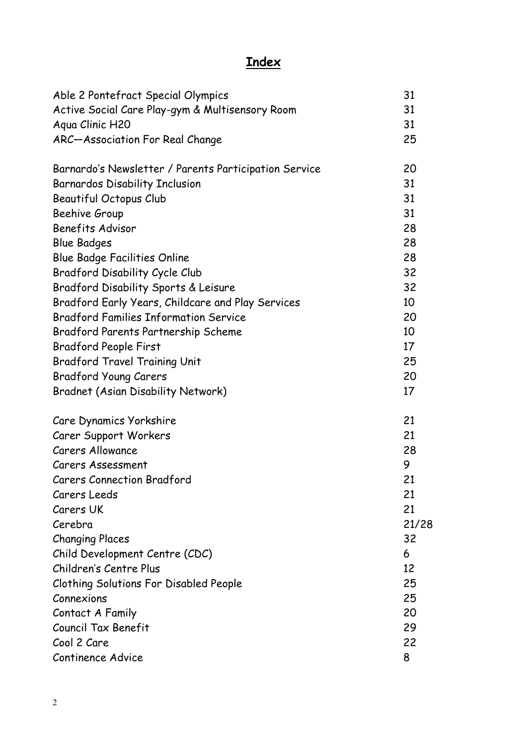# Index

| | |
|---|---|
| Able 2 Pontefract Special Olympics | 31 |
| Active Social Care Play-gym & Multisensory Room | 31 |
| Aqua Clinic H20 | 31 |
| ARC—Association For Real Change | 25 |
| | |
| Barnardo's Newsletter / Parents Participation Service | 20 |
| Barnardos Disability Inclusion | 31 |
| Beautiful Octopus Club | 31 |
| Beehive Group | 31 |
| Benefits Advisor | 28 |
| Blue Badges | 28 |
| Blue Badge Facilities Online | 28 |
| Bradford Disability Cycle Club | 32 |
| Bradford Disability Sports & Leisure | 32 |
| Bradford Early Years, Childcare and Play Services | 10 |
| Bradford Families Information Service | 20 |
| Bradford Parents Partnership Scheme | 10 |
| Bradford People First | 17 |
| Bradford Travel Training Unit | 25 |
| Bradford Young Carers | 20 |
| Bradnet (Asian Disability Network) | 17 |
| | |
| Care Dynamics Yorkshire | 21 |
| Carer Support Workers | 21 |
| Carers Allowance | 28 |
| Carers Assessment | 9 |
| Carers Connection Bradford | 21 |
| Carers Leeds | 21 |
| Carers UK | 21 |
| Cerebra | 21/28 |
| Changing Places | 32 |
| Child Development Centre (CDC) | 6 |
| Children's Centre Plus | 12 |
| Clothing Solutions For Disabled People | 25 |
| Connexions | 25 |
| Contact A Family | 20 |
| Council Tax Benefit | 29 |
| Cool 2 Care | 22 |
| Continence Advice | 8 |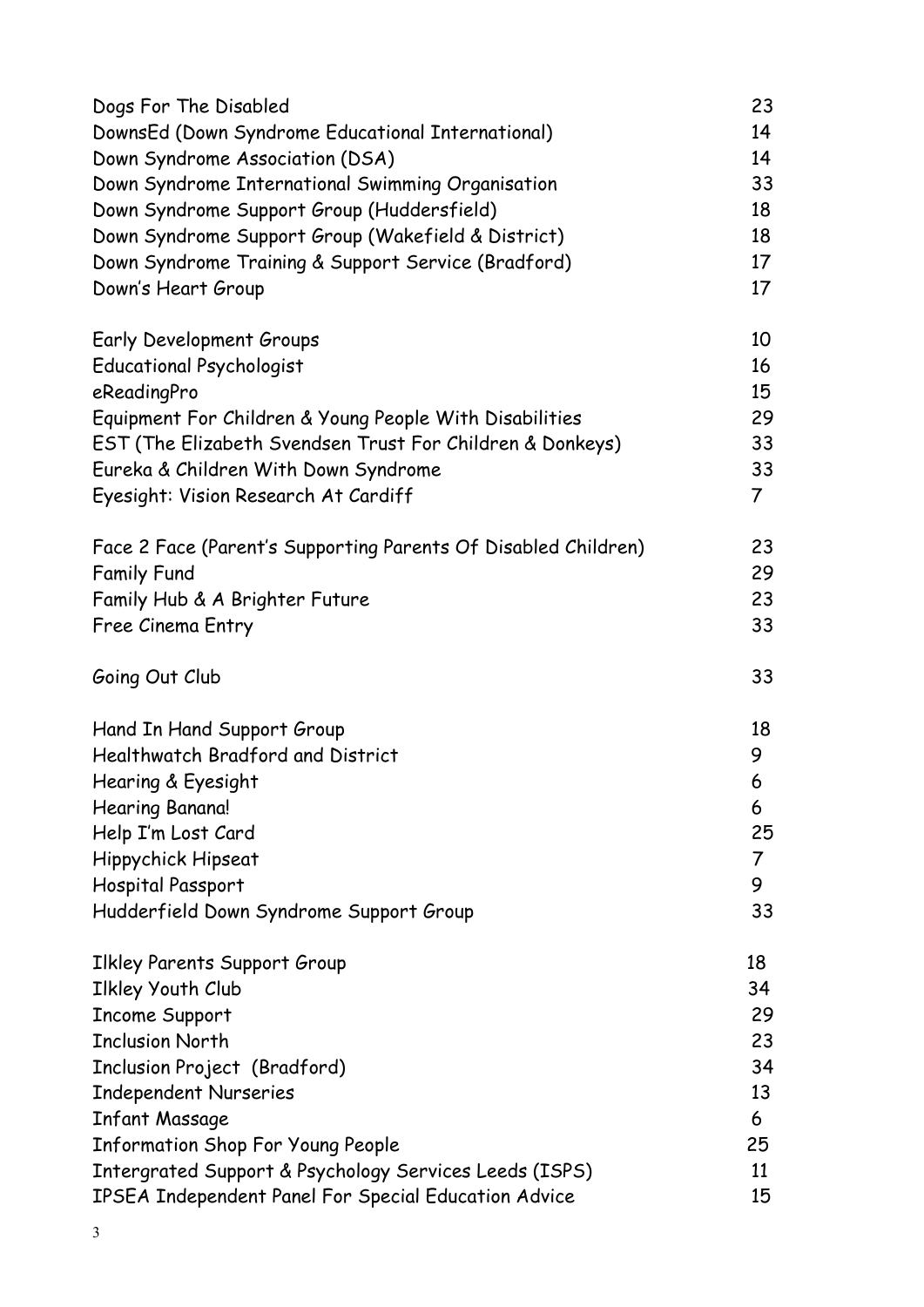| | |
|---|---|
| Dogs For The Disabled | 23 |
| DownsEd (Down Syndrome Educational International) | 14 |
| Down Syndrome Association (DSA) | 14 |
| Down Syndrome International Swimming Organisation | 33 |
| Down Syndrome Support Group (Huddersfield) | 18 |
| Down Syndrome Support Group (Wakefield & District) | 18 |
| Down Syndrome Training & Support Service (Bradford) | 17 |
| Down's Heart Group | 17 |
| | |
| Early Development Groups | 10 |
| Educational Psychologist | 16 |
| eReadingPro | 15 |
| Equipment For Children & Young People With Disabilities | 29 |
| EST (The Elizabeth Svendsen Trust For Children & Donkeys) | 33 |
| Eureka & Children With Down Syndrome | 33 |
| Eyesight: Vision Research At Cardiff | 7 |
| | |
| Face 2 Face (Parent's Supporting Parents Of Disabled Children) | 23 |
| Family Fund | 29 |
| Family Hub & A Brighter Future | 23 |
| Free Cinema Entry | 33 |
| | |
| Going Out Club | 33 |
| | |
| Hand In Hand Support Group | 18 |
| Healthwatch Bradford and District | 9 |
| Hearing & Eyesight | 6 |
| Hearing Banana! | 6 |
| Help I'm Lost Card | 25 |
| Hippychick Hipseat | 7 |
| Hospital Passport | 9 |
| Hudderfield Down Syndrome Support Group | 33 |
| | |
| Ilkley Parents Support Group | 18 |
| Ilkley Youth Club | 34 |
| Income Support | 29 |
| Inclusion North | 23 |
| Inclusion Project (Bradford) | 34 |
| Independent Nurseries | 13 |
| Infant Massage | 6 |
| Information Shop For Young People | 25 |
| Intergrated Support & Psychology Services Leeds (ISPS) | 11 |
| IPSEA Independent Panel For Special Education Advice | 15 |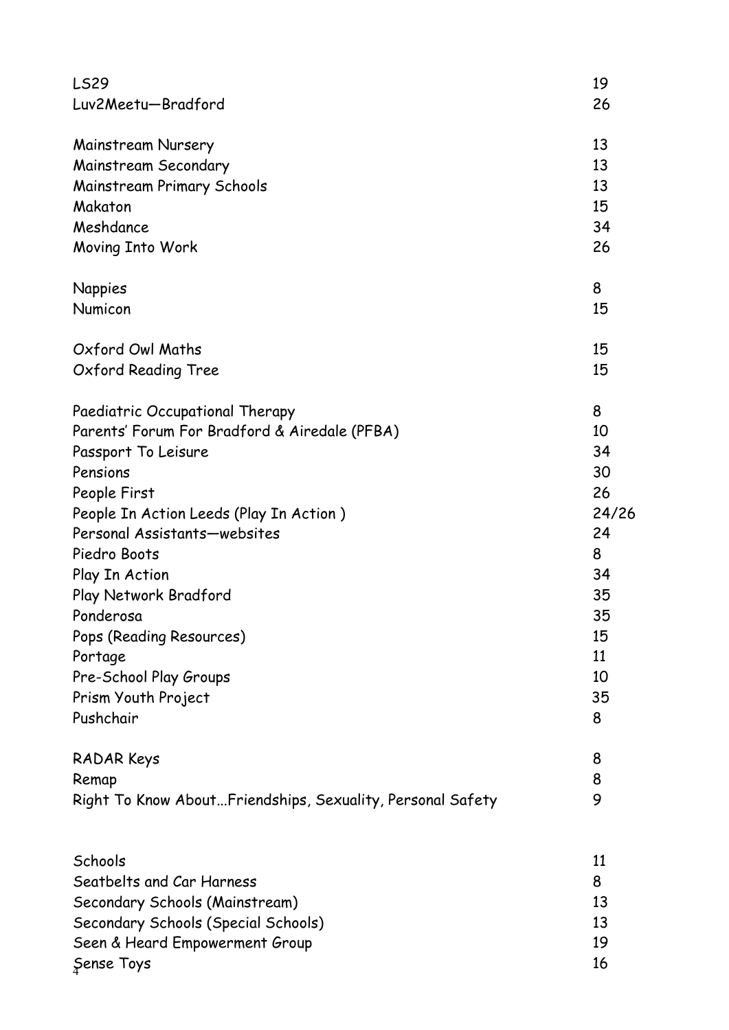| | |
|---|---|
| LS29 | 19 |
| Luv2Meetu—Bradford | 26 |
| | |
| Mainstream Nursery | 13 |
| Mainstream Secondary | 13 |
| Mainstream Primary Schools | 13 |
| Makaton | 15 |
| Meshdance | 34 |
| Moving Into Work | 26 |
| | |
| Nappies | 8 |
| Numicon | 15 |
| | |
| Oxford Owl Maths | 15 |
| Oxford Reading Tree | 15 |
| | |
| Paediatric Occupational Therapy | 8 |
| Parents' Forum For Bradford & Airedale (PFBA) | 10 |
| Passport To Leisure | 34 |
| Pensions | 30 |
| People First | 26 |
| People In Action Leeds (Play In Action ) | 24/26 |
| Personal Assistants—websites | 24 |
| Piedro Boots | 8 |
| Play In Action | 34 |
| Play Network Bradford | 35 |
| Ponderosa | 35 |
| Pops (Reading Resources) | 15 |
| Portage | 11 |
| Pre-School Play Groups | 10 |
| Prism Youth Project | 35 |
| Pushchair | 8 |
| | |
| RADAR Keys | 8 |
| Remap | 8 |
| Right To Know About...Friendships, Sexuality, Personal Safety | 9 |
| | |
| Schools | 11 |
| Seatbelts and Car Harness | 8 |
| Secondary Schools (Mainstream) | 13 |
| Secondary Schools (Special Schools) | 13 |
| Seen & Heard Empowerment Group | 19 |
| Sense Toys | 16 |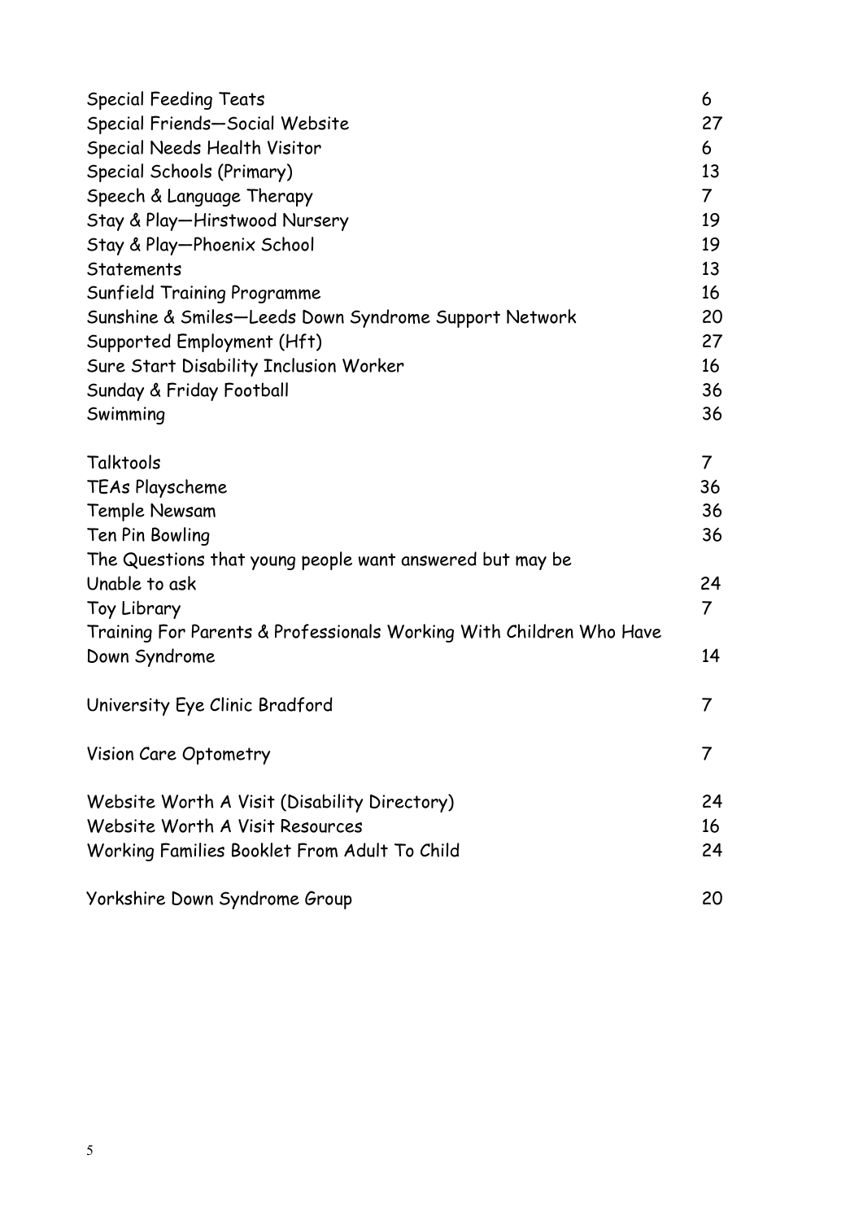| | |
|---|---|
| Special Feeding Teats | 6 |
| Special Friends—Social Website | 27 |
| Special Needs Health Visitor | 6 |
| Special Schools (Primary) | 13 |
| Speech & Language Therapy | 7 |
| Stay & Play—Hirstwood Nursery | 19 |
| Stay & Play—Phoenix School | 19 |
| Statements | 13 |
| Sunfield Training Programme | 16 |
| Sunshine & Smiles—Leeds Down Syndrome Support Network | 20 |
| Supported Employment (Hft) | 27 |
| Sure Start Disability Inclusion Worker | 16 |
| Sunday & Friday Football | 36 |
| Swimming | 36 |
| | |
| Talktools | 7 |
| TEAs Playscheme | 36 |
| Temple Newsam | 36 |
| Ten Pin Bowling | 36 |
| The Questions that young people want answered but may be Unable to ask | 24 |
| Toy Library | 7 |
| Training For Parents & Professionals Working With Children Who Have Down Syndrome | 14 |
| | |
| University Eye Clinic Bradford | 7 |
| | |
| Vision Care Optometry | 7 |
| | |
| Website Worth A Visit (Disability Directory) | 24 |
| Website Worth A Visit Resources | 16 |
| Working Families Booklet From Adult To Child | 24 |
| | |
| Yorkshire Down Syndrome Group | 20 |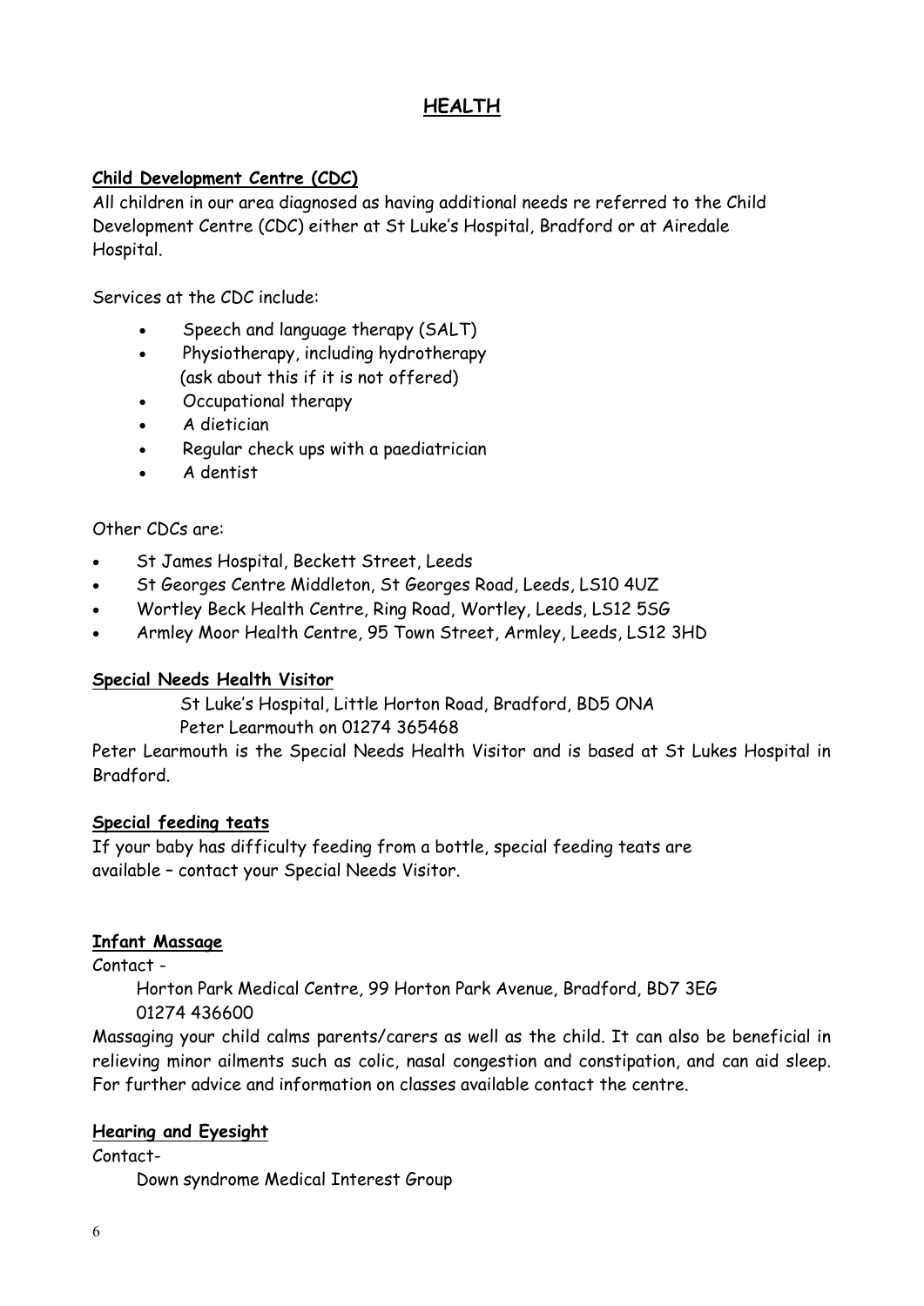# HEALTH

## Child Development Centre (CDC)

All children in our area diagnosed as having additional needs re referred to the Child Development Centre (CDC) either at St Luke's Hospital, Bradford or at Airedale Hospital.

Services at the CDC include:

- Speech and language therapy (SALT)
- Physiotherapy, including hydrotherapy (ask about this if it is not offered)
- Occupational therapy
- A dietician
- Regular check ups with a paediatrician
- A dentist

Other CDCs are:

- St James Hospital, Beckett Street, Leeds
- St Georges Centre Middleton, St Georges Road, Leeds, LS10 4UZ
- Wortley Beck Health Centre, Ring Road, Wortley, Leeds, LS12 5SG
- Armley Moor Health Centre, 95 Town Street, Armley, Leeds, LS12 3HD

## Special Needs Health Visitor

St Luke's Hospital, Little Horton Road, Bradford, BD5 ONA
Peter Learmouth on 01274 365468

Peter Learmouth is the Special Needs Health Visitor and is based at St Lukes Hospital in Bradford.

## Special feeding teats

If your baby has difficulty feeding from a bottle, special feeding teats are available – contact your Special Needs Visitor.

## Infant Massage

Contact -

Horton Park Medical Centre, 99 Horton Park Avenue, Bradford, BD7 3EG
01274 436600

Massaging your child calms parents/carers as well as the child. It can also be beneficial in relieving minor ailments such as colic, nasal congestion and constipation, and can aid sleep. For further advice and information on classes available contact the centre.

## Hearing and Eyesight

Contact-

Down syndrome Medical Interest Group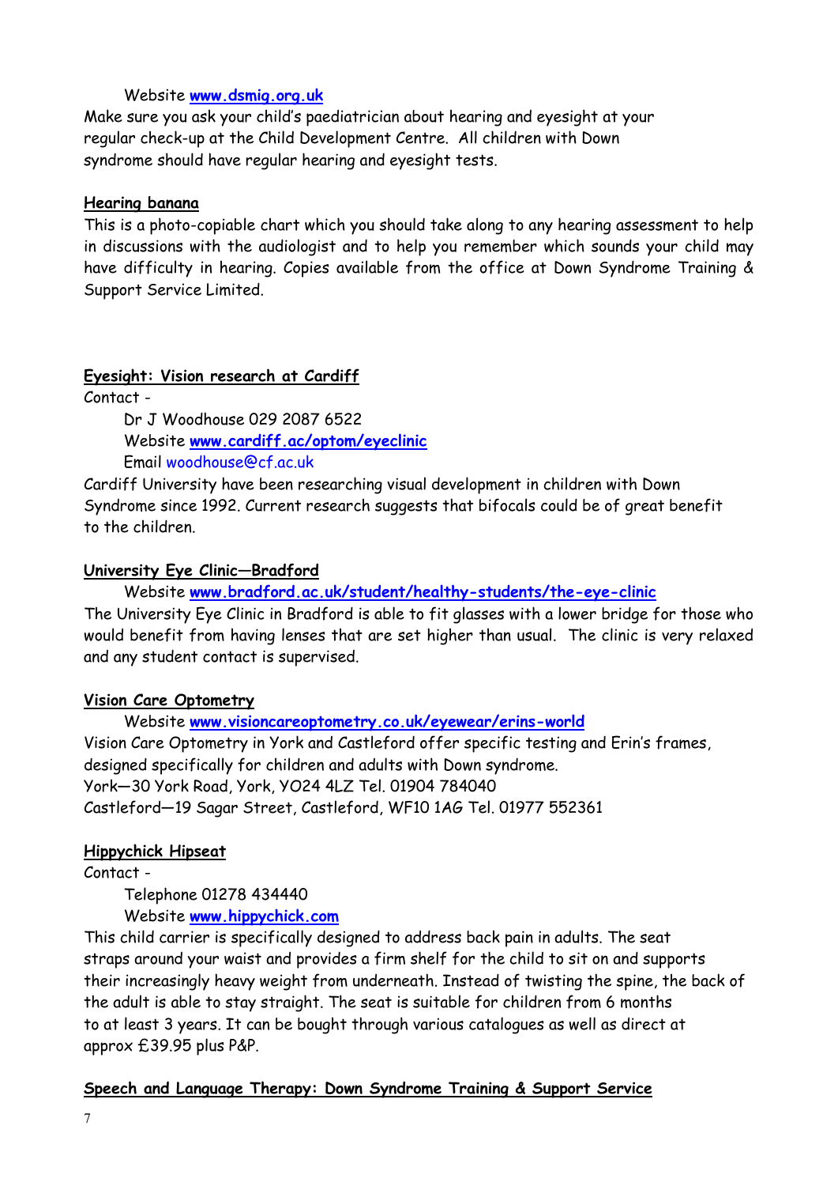Website **www.dsmig.org.uk**

Make sure you ask your child's paediatrician about hearing and eyesight at your regular check-up at the Child Development Centre. All children with Down syndrome should have regular hearing and eyesight tests.

## Hearing banana

This is a photo-copiable chart which you should take along to any hearing assessment to help in discussions with the audiologist and to help you remember which sounds your child may have difficulty in hearing. Copies available from the office at Down Syndrome Training & Support Service Limited.

## Eyesight: Vision research at Cardiff

Contact -

Dr J Woodhouse 029 2087 6522
Website **www.cardiff.ac/optom/eyeclinic**
Email woodhouse@cf.ac.uk

Cardiff University have been researching visual development in children with Down Syndrome since 1992. Current research suggests that bifocals could be of great benefit to the children.

## University Eye Clinic—Bradford

Website **www.bradford.ac.uk/student/healthy-students/the-eye-clinic**

The University Eye Clinic in Bradford is able to fit glasses with a lower bridge for those who would benefit from having lenses that are set higher than usual. The clinic is very relaxed and any student contact is supervised.

## Vision Care Optometry

Website **www.visioncareoptometry.co.uk/eyewear/erins-world**

Vision Care Optometry in York and Castleford offer specific testing and Erin's frames, designed specifically for children and adults with Down syndrome.
York—30 York Road, York, YO24 4LZ Tel. 01904 784040
Castleford—19 Sagar Street, Castleford, WF10 1AG Tel. 01977 552361

## Hippychick Hipseat

Contact -

Telephone 01278 434440
Website **www.hippychick.com**

This child carrier is specifically designed to address back pain in adults. The seat straps around your waist and provides a firm shelf for the child to sit on and supports their increasingly heavy weight from underneath. Instead of twisting the spine, the back of the adult is able to stay straight. The seat is suitable for children from 6 months to at least 3 years. It can be bought through various catalogues as well as direct at approx £39.95 plus P&P.

## Speech and Language Therapy: Down Syndrome Training & Support Service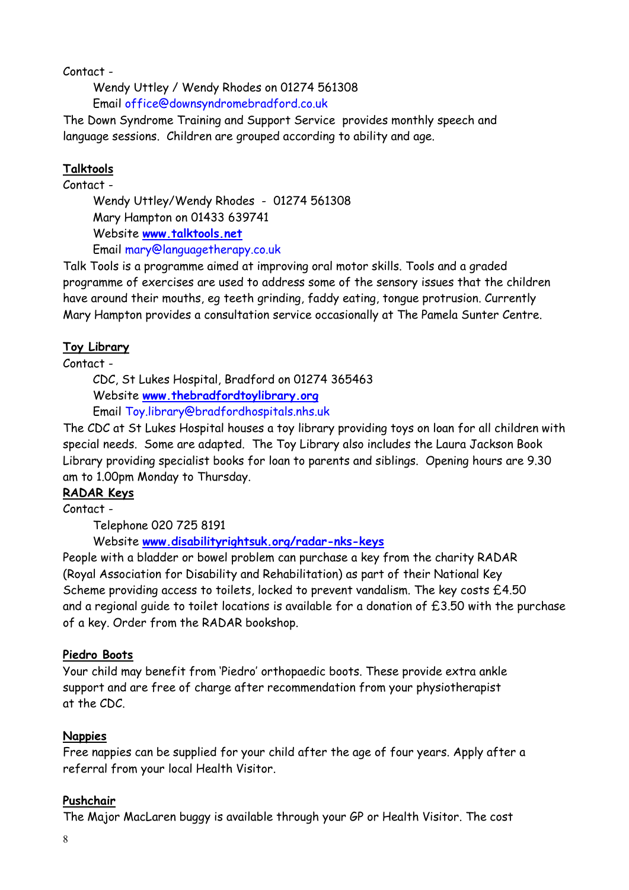Contact -

Wendy Uttley / Wendy Rhodes on 01274 561308
Email office@downsyndromebradford.co.uk

The Down Syndrome Training and Support Service provides monthly speech and language sessions. Children are grouped according to ability and age.

**Talktools**

Contact -

Wendy Uttley/Wendy Rhodes - 01274 561308
Mary Hampton on 01433 639741
Website **www.talktools.net**
Email mary@languagetherapy.co.uk

Talk Tools is a programme aimed at improving oral motor skills. Tools and a graded programme of exercises are used to address some of the sensory issues that the children have around their mouths, eg teeth grinding, faddy eating, tongue protrusion. Currently Mary Hampton provides a consultation service occasionally at The Pamela Sunter Centre.

**Toy Library**

Contact -

CDC, St Lukes Hospital, Bradford on 01274 365463
Website **www.thebradfordtoylibrary.org**
Email Toy.library@bradfordhospitals.nhs.uk

The CDC at St Lukes Hospital houses a toy library providing toys on loan for all children with special needs. Some are adapted. The Toy Library also includes the Laura Jackson Book Library providing specialist books for loan to parents and siblings. Opening hours are 9.30 am to 1.00pm Monday to Thursday.

**RADAR Keys**

Contact -

Telephone 020 725 8191
Website **www.disabilityrightsuk.org/radar-nks-keys**

People with a bladder or bowel problem can purchase a key from the charity RADAR (Royal Association for Disability and Rehabilitation) as part of their National Key Scheme providing access to toilets, locked to prevent vandalism. The key costs £4.50 and a regional guide to toilet locations is available for a donation of £3.50 with the purchase of a key. Order from the RADAR bookshop.

**Piedro Boots**

Your child may benefit from 'Piedro' orthopaedic boots. These provide extra ankle support and are free of charge after recommendation from your physiotherapist at the CDC.

**Nappies**

Free nappies can be supplied for your child after the age of four years. Apply after a referral from your local Health Visitor.

**Pushchair**

The Major MacLaren buggy is available through your GP or Health Visitor. The cost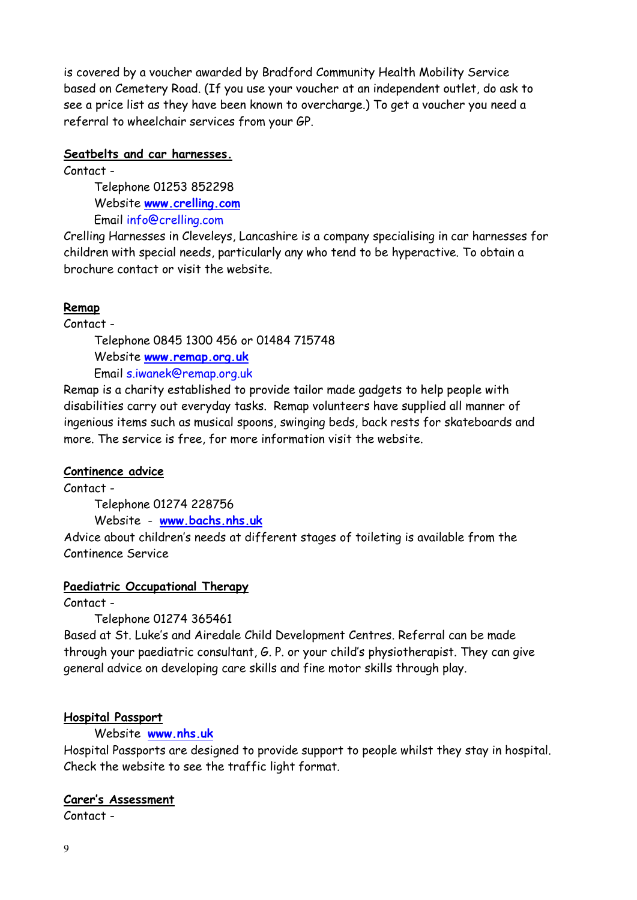is covered by a voucher awarded by Bradford Community Health Mobility Service based on Cemetery Road. (If you use your voucher at an independent outlet, do ask to see a price list as they have been known to overcharge.) To get a voucher you need a referral to wheelchair services from your GP.

**Seatbelts and car harnesses.**

Contact -

Telephone 01253 852298
Website **www.crelling.com**
Email info@crelling.com

Crelling Harnesses in Cleveleys, Lancashire is a company specialising in car harnesses for children with special needs, particularly any who tend to be hyperactive. To obtain a brochure contact or visit the website.

**Remap**

Contact -

Telephone 0845 1300 456 or 01484 715748
Website **www.remap.org.uk**
Email s.iwanek@remap.org.uk

Remap is a charity established to provide tailor made gadgets to help people with disabilities carry out everyday tasks. Remap volunteers have supplied all manner of ingenious items such as musical spoons, swinging beds, back rests for skateboards and more. The service is free, for more information visit the website.

**Continence advice**

Contact -

Telephone 01274 228756
Website - **www.bachs.nhs.uk**

Advice about children's needs at different stages of toileting is available from the Continence Service

**Paediatric Occupational Therapy**

Contact -

Telephone 01274 365461

Based at St. Luke's and Airedale Child Development Centres. Referral can be made through your paediatric consultant, G. P. or your child's physiotherapist. They can give general advice on developing care skills and fine motor skills through play.

**Hospital Passport**

Website **www.nhs.uk**

Hospital Passports are designed to provide support to people whilst they stay in hospital. Check the website to see the traffic light format.

**Carer's Assessment**

Contact -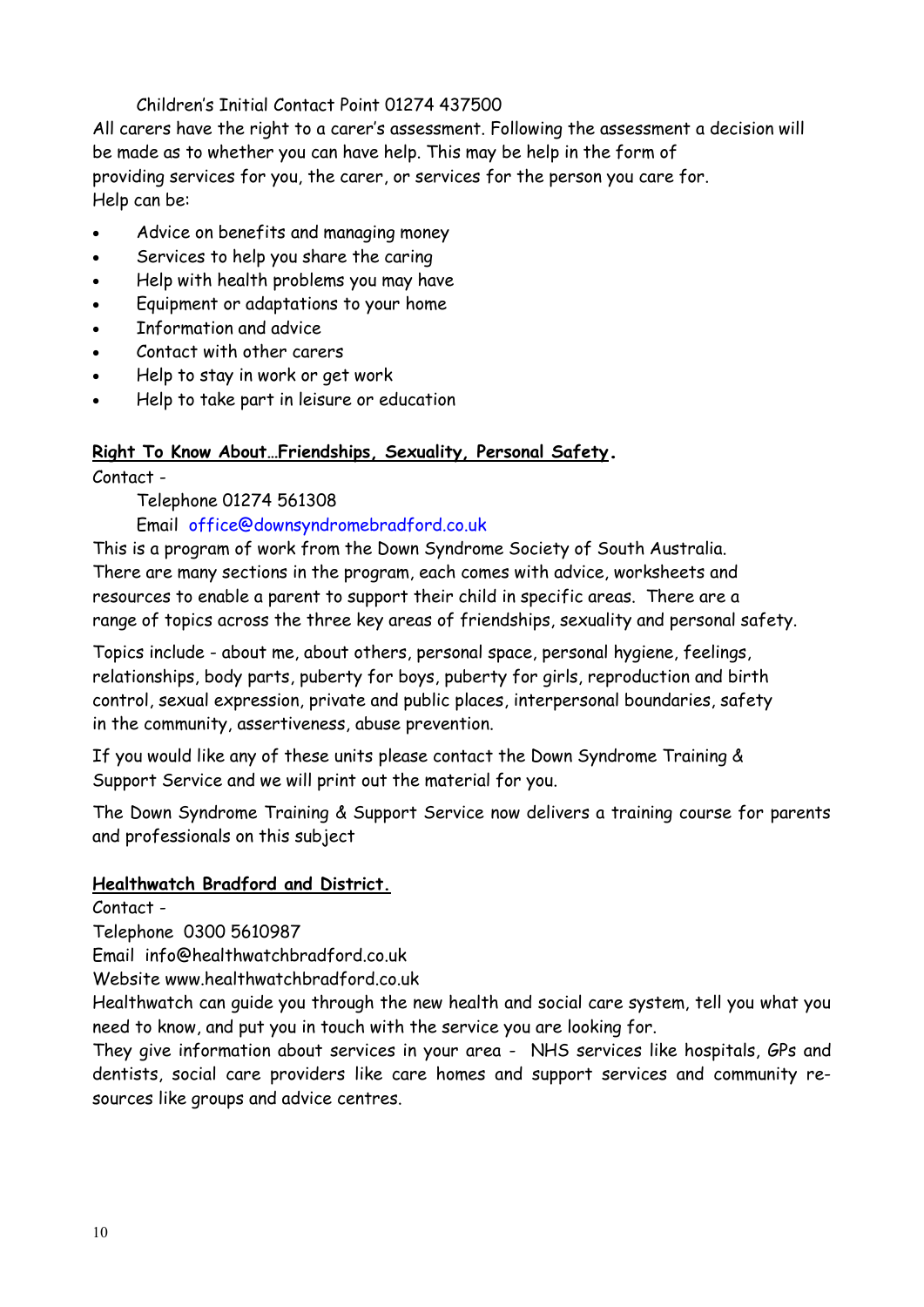Children's Initial Contact Point 01274 437500

All carers have the right to a carer's assessment. Following the assessment a decision will be made as to whether you can have help. This may be help in the form of providing services for you, the carer, or services for the person you care for.
Help can be:

- Advice on benefits and managing money
- Services to help you share the caring
- Help with health problems you may have
- Equipment or adaptations to your home
- Information and advice
- Contact with other carers
- Help to stay in work or get work
- Help to take part in leisure or education

**Right To Know About…Friendships, Sexuality, Personal Safety.**

Contact -

Telephone 01274 561308

Email office@downsyndromebradford.co.uk

This is a program of work from the Down Syndrome Society of South Australia. There are many sections in the program, each comes with advice, worksheets and resources to enable a parent to support their child in specific areas. There are a range of topics across the three key areas of friendships, sexuality and personal safety.

Topics include - about me, about others, personal space, personal hygiene, feelings, relationships, body parts, puberty for boys, puberty for girls, reproduction and birth control, sexual expression, private and public places, interpersonal boundaries, safety in the community, assertiveness, abuse prevention.

If you would like any of these units please contact the Down Syndrome Training & Support Service and we will print out the material for you.

The Down Syndrome Training & Support Service now delivers a training course for parents and professionals on this subject

**Healthwatch Bradford and District.**

Contact -

Telephone 0300 5610987

Email info@healthwatchbradford.co.uk

Website www.healthwatchbradford.co.uk

Healthwatch can guide you through the new health and social care system, tell you what you need to know, and put you in touch with the service you are looking for.

They give information about services in your area - NHS services like hospitals, GPs and dentists, social care providers like care homes and support services and community resources like groups and advice centres.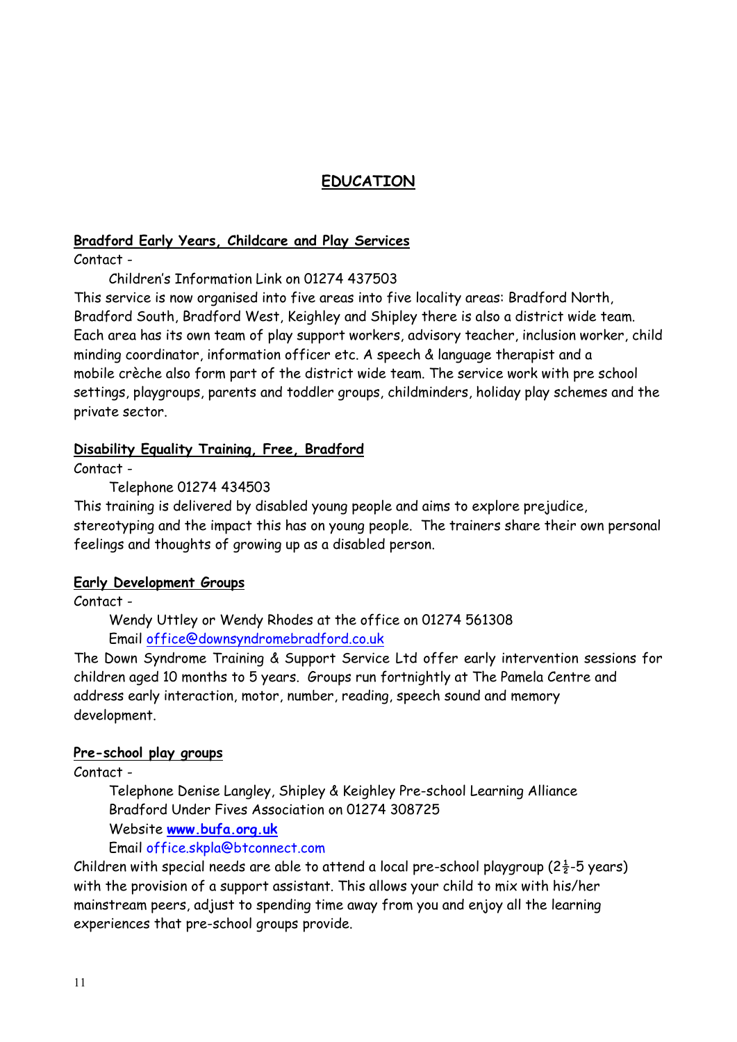# EDUCATION

**Bradford Early Years, Childcare and Play Services**

Contact -

Children's Information Link on 01274 437503

This service is now organised into five areas into five locality areas: Bradford North, Bradford South, Bradford West, Keighley and Shipley there is also a district wide team. Each area has its own team of play support workers, advisory teacher, inclusion worker, child minding coordinator, information officer etc. A speech & language therapist and a mobile crèche also form part of the district wide team. The service work with pre school settings, playgroups, parents and toddler groups, childminders, holiday play schemes and the private sector.

**Disability Equality Training, Free, Bradford**

Contact -

Telephone 01274 434503

This training is delivered by disabled young people and aims to explore prejudice, stereotyping and the impact this has on young people. The trainers share their own personal feelings and thoughts of growing up as a disabled person.

**Early Development Groups**

Contact -

Wendy Uttley or Wendy Rhodes at the office on 01274 561308
Email office@downsyndromebradford.co.uk

The Down Syndrome Training & Support Service Ltd offer early intervention sessions for children aged 10 months to 5 years. Groups run fortnightly at The Pamela Centre and address early interaction, motor, number, reading, speech sound and memory development.

**Pre-school play groups**

Contact -

Telephone Denise Langley, Shipley & Keighley Pre-school Learning Alliance
Bradford Under Fives Association on 01274 308725
Website **www.bufa.org.uk**
Email office.skpla@btconnect.com

Children with special needs are able to attend a local pre-school playgroup (2½-5 years) with the provision of a support assistant. This allows your child to mix with his/her mainstream peers, adjust to spending time away from you and enjoy all the learning experiences that pre-school groups provide.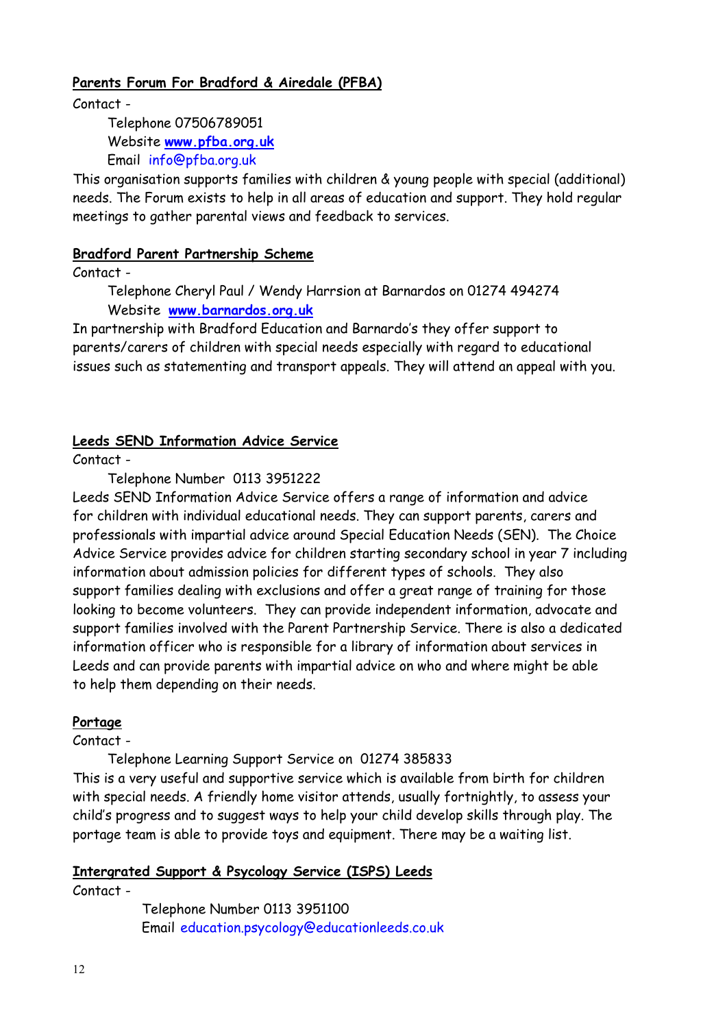**Parents Forum For Bradford & Airedale (PFBA)**

Contact -

Telephone 07506789051
Website **www.pfba.org.uk**
Email info@pfba.org.uk

This organisation supports families with children & young people with special (additional) needs. The Forum exists to help in all areas of education and support. They hold regular meetings to gather parental views and feedback to services.

**Bradford Parent Partnership Scheme**

Contact -

Telephone Cheryl Paul / Wendy Harrsion at Barnardos on 01274 494274
Website **www.barnardos.org.uk**

In partnership with Bradford Education and Barnardo's they offer support to parents/carers of children with special needs especially with regard to educational issues such as statementing and transport appeals. They will attend an appeal with you.

**Leeds SEND Information Advice Service**

Contact -

Telephone Number 0113 3951222

Leeds SEND Information Advice Service offers a range of information and advice for children with individual educational needs. They can support parents, carers and professionals with impartial advice around Special Education Needs (SEN). The Choice Advice Service provides advice for children starting secondary school in year 7 including information about admission policies for different types of schools. They also support families dealing with exclusions and offer a great range of training for those looking to become volunteers. They can provide independent information, advocate and support families involved with the Parent Partnership Service. There is also a dedicated information officer who is responsible for a library of information about services in Leeds and can provide parents with impartial advice on who and where might be able to help them depending on their needs.

**Portage**

Contact -

Telephone Learning Support Service on 01274 385833

This is a very useful and supportive service which is available from birth for children with special needs. A friendly home visitor attends, usually fortnightly, to assess your child's progress and to suggest ways to help your child develop skills through play. The portage team is able to provide toys and equipment. There may be a waiting list.

**Intergrated Support & Psycology Service (ISPS) Leeds**

Contact -

Telephone Number 0113 3951100
Email education.psycology@educationleeds.co.uk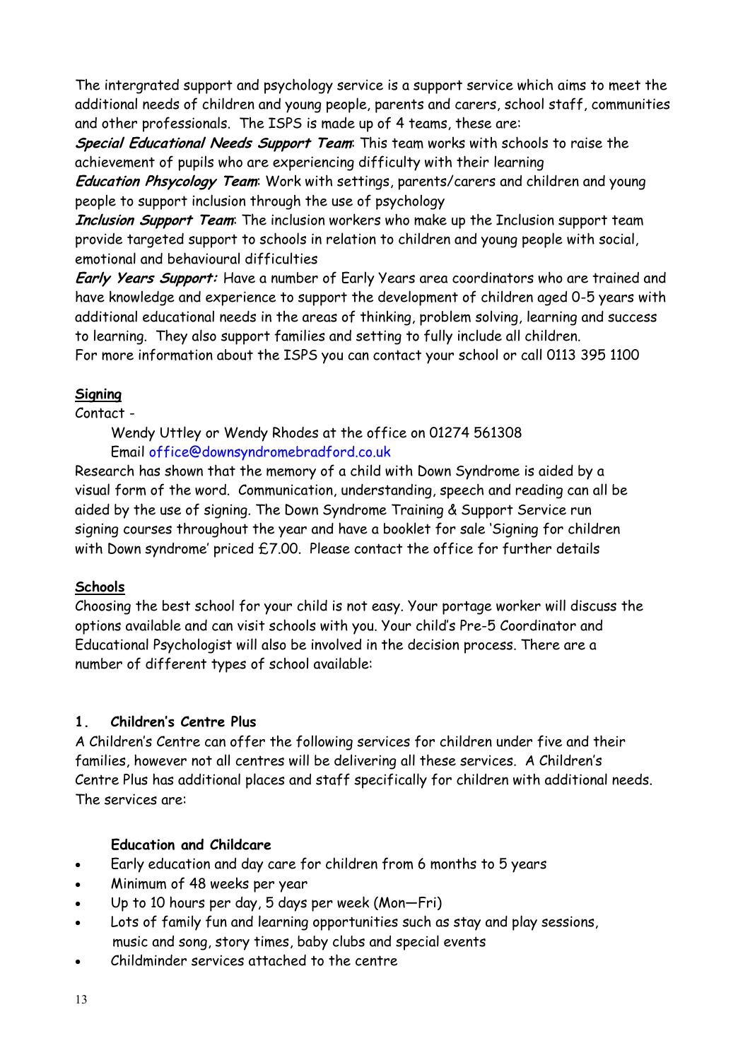The intergrated support and psychology service is a support service which aims to meet the additional needs of children and young people, parents and carers, school staff, communities and other professionals. The ISPS is made up of 4 teams, these are:

***Special Educational Needs Support Team***: This team works with schools to raise the achievement of pupils who are experiencing difficulty with their learning

***Education Phsycology Team***: Work with settings, parents/carers and children and young people to support inclusion through the use of psychology

***Inclusion Support Team***: The inclusion workers who make up the Inclusion support team provide targeted support to schools in relation to children and young people with social, emotional and behavioural difficulties

***Early Years Support:*** Have a number of Early Years area coordinators who are trained and have knowledge and experience to support the development of children aged 0-5 years with additional educational needs in the areas of thinking, problem solving, learning and success to learning. They also support families and setting to fully include all children.

For more information about the ISPS you can contact your school or call 0113 395 1100

**Signing**

Contact -

Wendy Uttley or Wendy Rhodes at the office on 01274 561308
Email office@downsyndromebradford.co.uk

Research has shown that the memory of a child with Down Syndrome is aided by a visual form of the word. Communication, understanding, speech and reading can all be aided by the use of signing. The Down Syndrome Training & Support Service run signing courses throughout the year and have a booklet for sale 'Signing for children with Down syndrome' priced £7.00. Please contact the office for further details

**Schools**

Choosing the best school for your child is not easy. Your portage worker will discuss the options available and can visit schools with you. Your child's Pre-5 Coordinator and Educational Psychologist will also be involved in the decision process. There are a number of different types of school available:

**1. Children's Centre Plus**

A Children's Centre can offer the following services for children under five and their families, however not all centres will be delivering all these services. A Children's Centre Plus has additional places and staff specifically for children with additional needs. The services are:

**Education and Childcare**

- Early education and day care for children from 6 months to 5 years
- Minimum of 48 weeks per year
- Up to 10 hours per day, 5 days per week (Mon—Fri)
- Lots of family fun and learning opportunities such as stay and play sessions, music and song, story times, baby clubs and special events
- Childminder services attached to the centre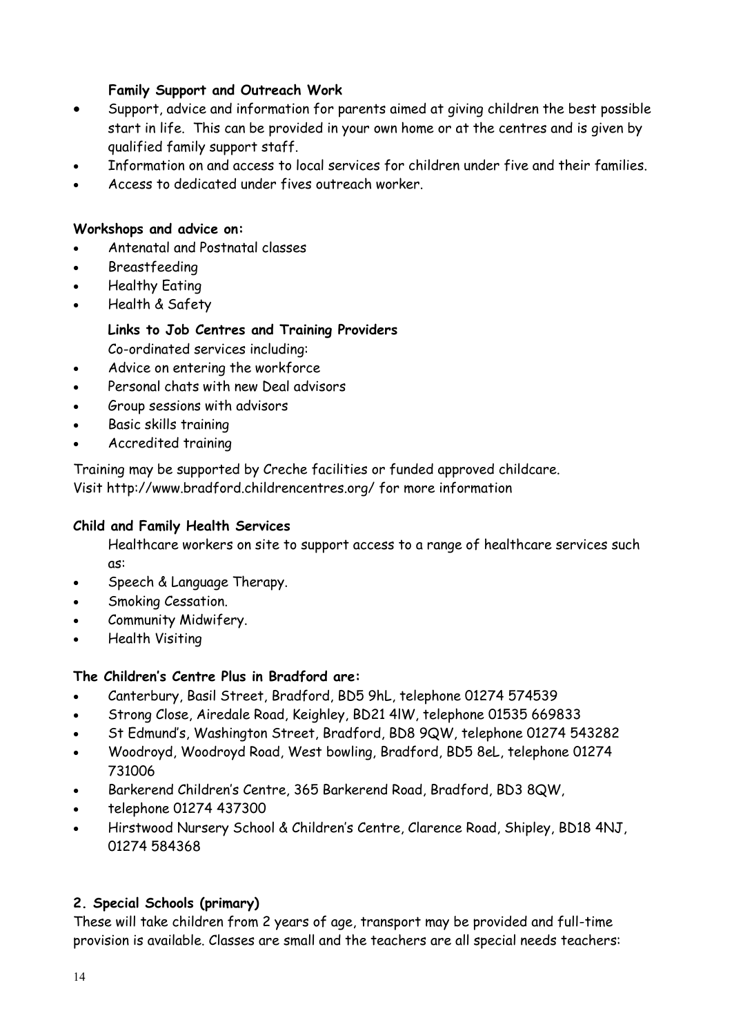**Family Support and Outreach Work**

- Support, advice and information for parents aimed at giving children the best possible start in life. This can be provided in your own home or at the centres and is given by qualified family support staff.
- Information on and access to local services for children under five and their families.
- Access to dedicated under fives outreach worker.

**Workshops and advice on:**

- Antenatal and Postnatal classes
- Breastfeeding
- Healthy Eating
- Health & Safety

**Links to Job Centres and Training Providers**

Co-ordinated services including:

- Advice on entering the workforce
- Personal chats with new Deal advisors
- Group sessions with advisors
- Basic skills training
- Accredited training

Training may be supported by Creche facilities or funded approved childcare.
Visit http://www.bradford.childrencentres.org/ for more information

**Child and Family Health Services**

Healthcare workers on site to support access to a range of healthcare services such as:

- Speech & Language Therapy.
- Smoking Cessation.
- Community Midwifery.
- Health Visiting

**The Children's Centre Plus in Bradford are:**

- Canterbury, Basil Street, Bradford, BD5 9hL, telephone 01274 574539
- Strong Close, Airedale Road, Keighley, BD21 4lW, telephone 01535 669833
- St Edmund's, Washington Street, Bradford, BD8 9QW, telephone 01274 543282
- Woodroyd, Woodroyd Road, West bowling, Bradford, BD5 8eL, telephone 01274 731006
- Barkerend Children's Centre, 365 Barkerend Road, Bradford, BD3 8QW,
- telephone 01274 437300
- Hirstwood Nursery School & Children's Centre, Clarence Road, Shipley, BD18 4NJ, 01274 584368

**2. Special Schools (primary)**

These will take children from 2 years of age, transport may be provided and full-time provision is available. Classes are small and the teachers are all special needs teachers: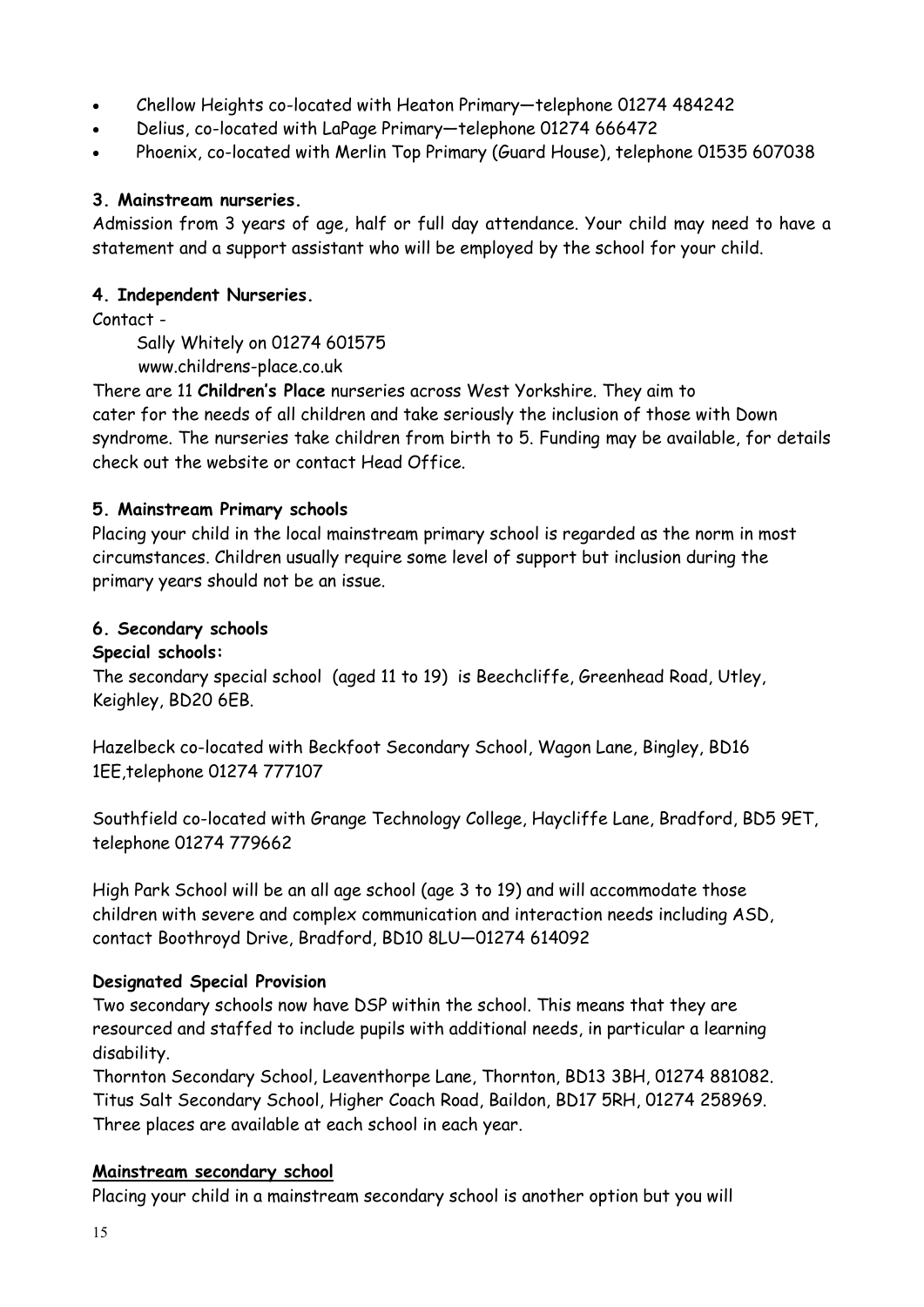- Chellow Heights co-located with Heaton Primary—telephone 01274 484242
- Delius, co-located with LaPage Primary—telephone 01274 666472
- Phoenix, co-located with Merlin Top Primary (Guard House), telephone 01535 607038

**3. Mainstream nurseries.**

Admission from 3 years of age, half or full day attendance. Your child may need to have a statement and a support assistant who will be employed by the school for your child.

**4. Independent Nurseries.**

Contact -

Sally Whitely on 01274 601575
www.childrens-place.co.uk

There are 11 **Children's Place** nurseries across West Yorkshire. They aim to cater for the needs of all children and take seriously the inclusion of those with Down syndrome. The nurseries take children from birth to 5. Funding may be available, for details check out the website or contact Head Office.

**5. Mainstream Primary schools**

Placing your child in the local mainstream primary school is regarded as the norm in most circumstances. Children usually require some level of support but inclusion during the primary years should not be an issue.

**6. Secondary schools**

**Special schools:**

The secondary special school (aged 11 to 19) is Beechcliffe, Greenhead Road, Utley, Keighley, BD20 6EB.

Hazelbeck co-located with Beckfoot Secondary School, Wagon Lane, Bingley, BD16 1EE,telephone 01274 777107

Southfield co-located with Grange Technology College, Haycliffe Lane, Bradford, BD5 9ET, telephone 01274 779662

High Park School will be an all age school (age 3 to 19) and will accommodate those children with severe and complex communication and interaction needs including ASD, contact Boothroyd Drive, Bradford, BD10 8LU—01274 614092

**Designated Special Provision**

Two secondary schools now have DSP within the school. This means that they are resourced and staffed to include pupils with additional needs, in particular a learning disability.

Thornton Secondary School, Leaventhorpe Lane, Thornton, BD13 3BH, 01274 881082.
Titus Salt Secondary School, Higher Coach Road, Baildon, BD17 5RH, 01274 258969.
Three places are available at each school in each year.

**Mainstream secondary school**

Placing your child in a mainstream secondary school is another option but you will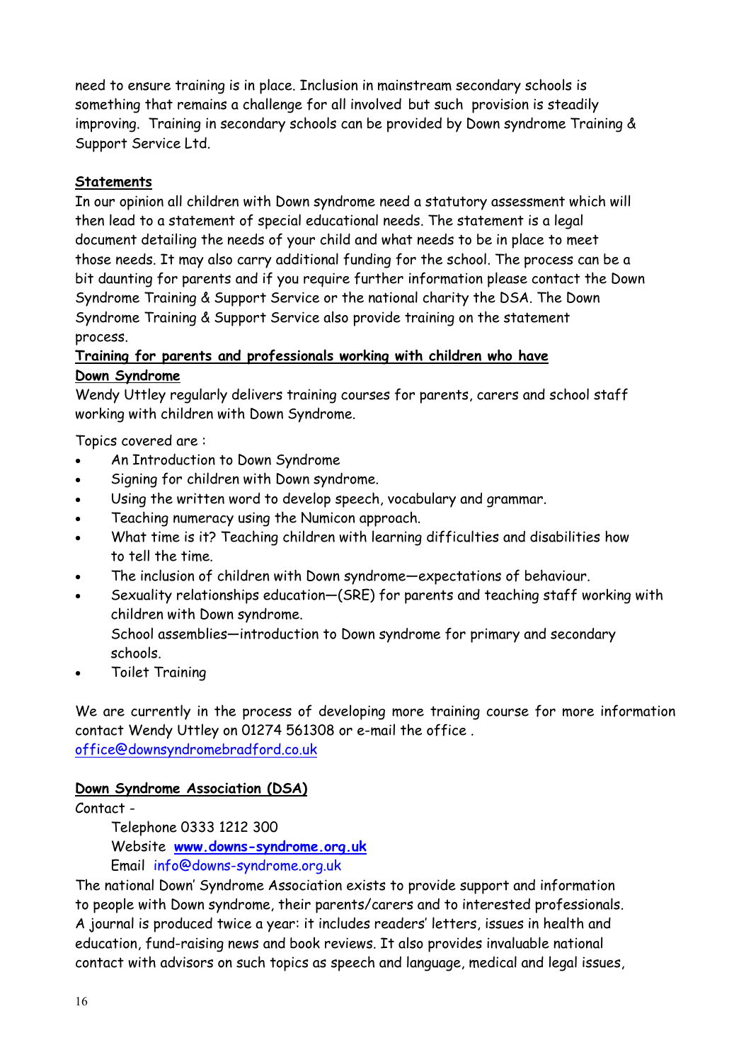need to ensure training is in place. Inclusion in mainstream secondary schools is something that remains a challenge for all involved but such provision is steadily improving. Training in secondary schools can be provided by Down syndrome Training & Support Service Ltd.

## Statements

In our opinion all children with Down syndrome need a statutory assessment which will then lead to a statement of special educational needs. The statement is a legal document detailing the needs of your child and what needs to be in place to meet those needs. It may also carry additional funding for the school. The process can be a bit daunting for parents and if you require further information please contact the Down Syndrome Training & Support Service or the national charity the DSA. The Down Syndrome Training & Support Service also provide training on the statement process.

## Training for parents and professionals working with children who have Down Syndrome

Wendy Uttley regularly delivers training courses for parents, carers and school staff working with children with Down Syndrome.

Topics covered are :

- An Introduction to Down Syndrome
- Signing for children with Down syndrome.
- Using the written word to develop speech, vocabulary and grammar.
- Teaching numeracy using the Numicon approach.
- What time is it? Teaching children with learning difficulties and disabilities how to tell the time.
- The inclusion of children with Down syndrome—expectations of behaviour.
- Sexuality relationships education—(SRE) for parents and teaching staff working with children with Down syndrome.
  School assemblies—introduction to Down syndrome for primary and secondary schools.
- Toilet Training

We are currently in the process of developing more training course for more information contact Wendy Uttley on 01274 561308 or e-mail the office .
office@downsyndromebradford.co.uk

## Down Syndrome Association (DSA)

Contact -

Telephone 0333 1212 300
Website **www.downs-syndrome.org.uk**
Email info@downs-syndrome.org.uk

The national Down' Syndrome Association exists to provide support and information to people with Down syndrome, their parents/carers and to interested professionals. A journal is produced twice a year: it includes readers' letters, issues in health and education, fund-raising news and book reviews. It also provides invaluable national contact with advisors on such topics as speech and language, medical and legal issues,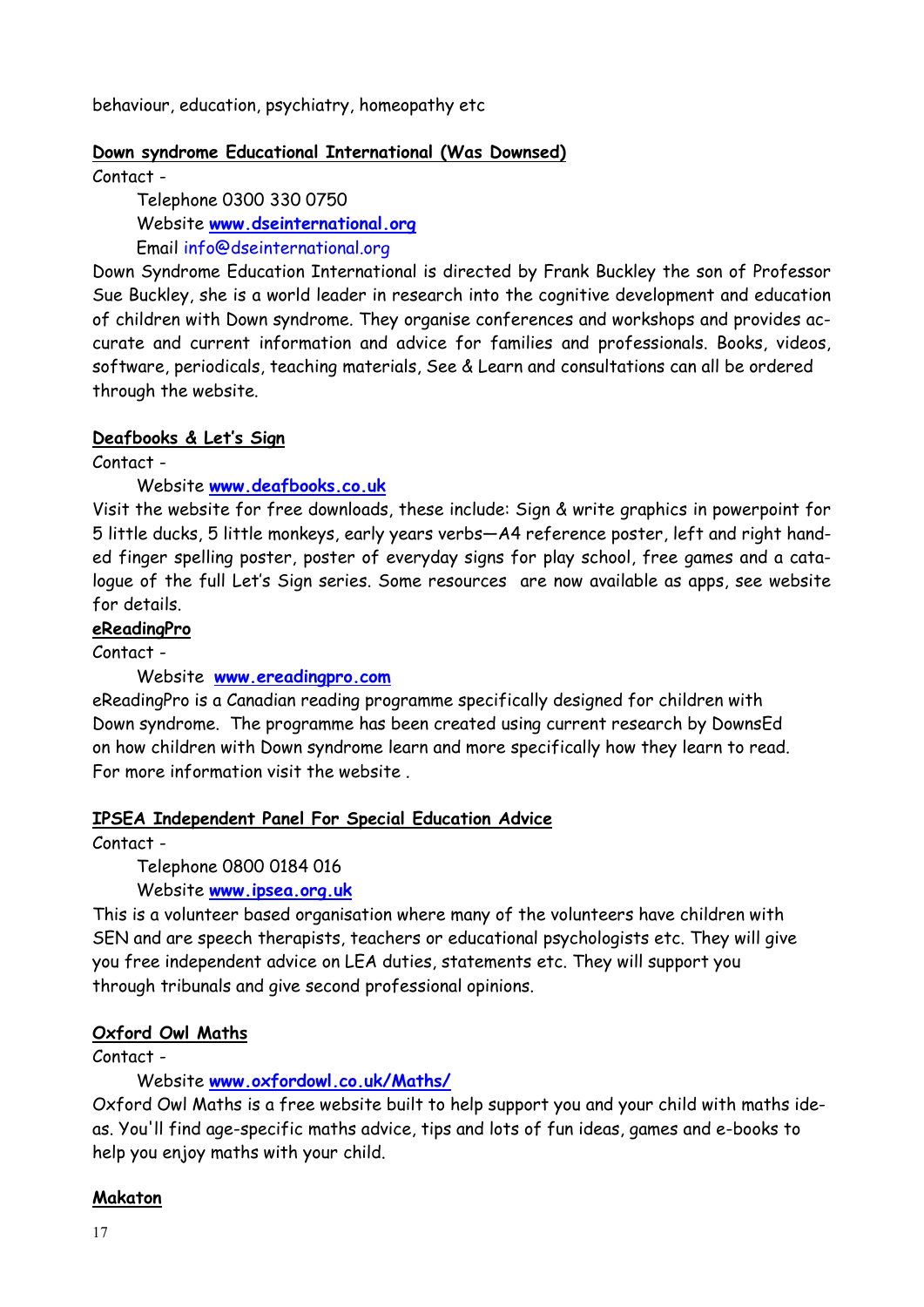behaviour, education, psychiatry, homeopathy etc

**Down syndrome Educational International (Was Downsed)**

Contact -

Telephone 0300 330 0750

Website **www.dseinternational.org**

Email info@dseinternational.org

Down Syndrome Education International is directed by Frank Buckley the son of Professor Sue Buckley, she is a world leader in research into the cognitive development and education of children with Down syndrome. They organise conferences and workshops and provides accurate and current information and advice for families and professionals. Books, videos, software, periodicals, teaching materials, See & Learn and consultations can all be ordered through the website.

**Deafbooks & Let's Sign**

Contact -

Website **www.deafbooks.co.uk**

Visit the website for free downloads, these include: Sign & write graphics in powerpoint for 5 little ducks, 5 little monkeys, early years verbs—A4 reference poster, left and right handed finger spelling poster, poster of everyday signs for play school, free games and a catalogue of the full Let's Sign series. Some resources are now available as apps, see website for details.

**eReadingPro**

Contact -

Website **www.ereadingpro.com**

eReadingPro is a Canadian reading programme specifically designed for children with Down syndrome. The programme has been created using current research by DownsEd on how children with Down syndrome learn and more specifically how they learn to read. For more information visit the website .

**IPSEA Independent Panel For Special Education Advice**

Contact -

Telephone 0800 0184 016

Website **www.ipsea.org.uk**

This is a volunteer based organisation where many of the volunteers have children with SEN and are speech therapists, teachers or educational psychologists etc. They will give you free independent advice on LEA duties, statements etc. They will support you through tribunals and give second professional opinions.

**Oxford Owl Maths**

Contact -

Website **www.oxfordowl.co.uk/Maths/**

Oxford Owl Maths is a free website built to help support you and your child with maths ideas. You'll find age-specific maths advice, tips and lots of fun ideas, games and e-books to help you enjoy maths with your child.

**Makaton**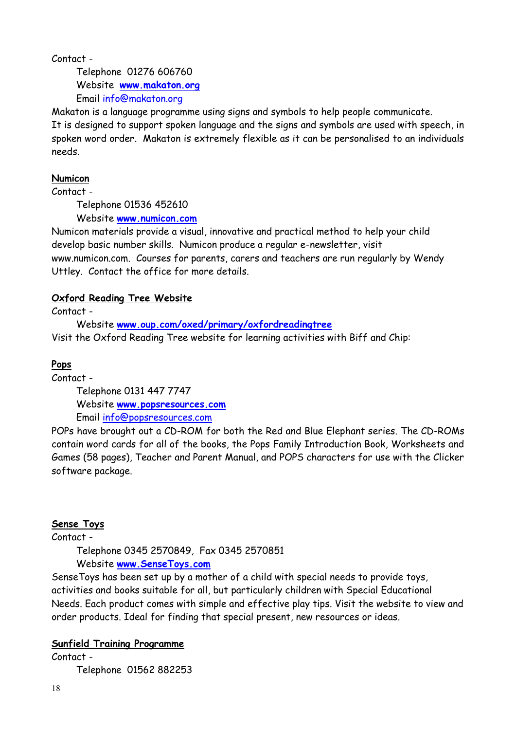Contact -

Telephone 01276 606760
Website **www.makaton.org**
Email info@makaton.org

Makaton is a language programme using signs and symbols to help people communicate. It is designed to support spoken language and the signs and symbols are used with speech, in spoken word order. Makaton is extremely flexible as it can be personalised to an individuals needs.

**Numicon**

Contact -

Telephone 01536 452610
Website **www.numicon.com**

Numicon materials provide a visual, innovative and practical method to help your child develop basic number skills. Numicon produce a regular e-newsletter, visit www.numicon.com. Courses for parents, carers and teachers are run regularly by Wendy Uttley. Contact the office for more details.

**Oxford Reading Tree Website**

Contact -

Website **www.oup.com/oxed/primary/oxfordreadingtree**

Visit the Oxford Reading Tree website for learning activities with Biff and Chip:

**Pops**

Contact -

Telephone 0131 447 7747
Website **www.popsresources.com**
Email info@popsresources.com

POPs have brought out a CD-ROM for both the Red and Blue Elephant series. The CD-ROMs contain word cards for all of the books, the Pops Family Introduction Book, Worksheets and Games (58 pages), Teacher and Parent Manual, and POPS characters for use with the Clicker software package.

**Sense Toys**

Contact -

Telephone 0345 2570849, Fax 0345 2570851
Website **www.SenseToys.com**

SenseToys has been set up by a mother of a child with special needs to provide toys, activities and books suitable for all, but particularly children with Special Educational Needs. Each product comes with simple and effective play tips. Visit the website to view and order products. Ideal for finding that special present, new resources or ideas.

**Sunfield Training Programme**

Contact -

Telephone 01562 882253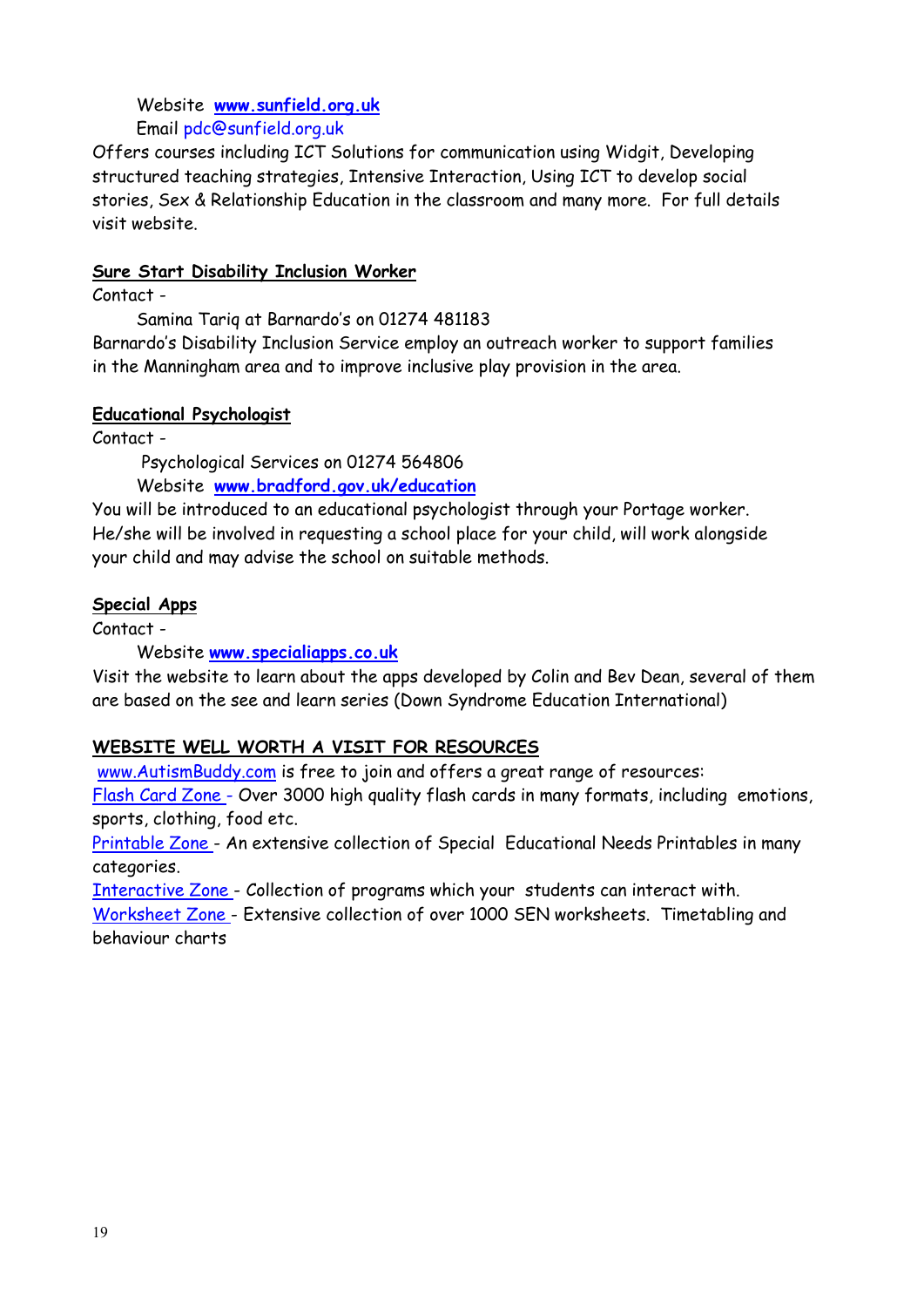Website **www.sunfield.org.uk**
Email pdc@sunfield.org.uk

Offers courses including ICT Solutions for communication using Widgit, Developing structured teaching strategies, Intensive Interaction, Using ICT to develop social stories, Sex & Relationship Education in the classroom and many more. For full details visit website.

**Sure Start Disability Inclusion Worker**

Contact -

Samina Tariq at Barnardo's on 01274 481183

Barnardo's Disability Inclusion Service employ an outreach worker to support families in the Manningham area and to improve inclusive play provision in the area.

**Educational Psychologist**

Contact -

Psychological Services on 01274 564806
Website **www.bradford.gov.uk/education**

You will be introduced to an educational psychologist through your Portage worker. He/she will be involved in requesting a school place for your child, will work alongside your child and may advise the school on suitable methods.

**Special Apps**

Contact -

Website **www.specialiapps.co.uk**

Visit the website to learn about the apps developed by Colin and Bev Dean, several of them are based on the see and learn series (Down Syndrome Education International)

**WEBSITE WELL WORTH A VISIT FOR RESOURCES**

www.AutismBuddy.com is free to join and offers a great range of resources:

Flash Card Zone - Over 3000 high quality flash cards in many formats, including emotions, sports, clothing, food etc.

Printable Zone - An extensive collection of Special Educational Needs Printables in many categories.

Interactive Zone - Collection of programs which your students can interact with.

Worksheet Zone - Extensive collection of over 1000 SEN worksheets. Timetabling and behaviour charts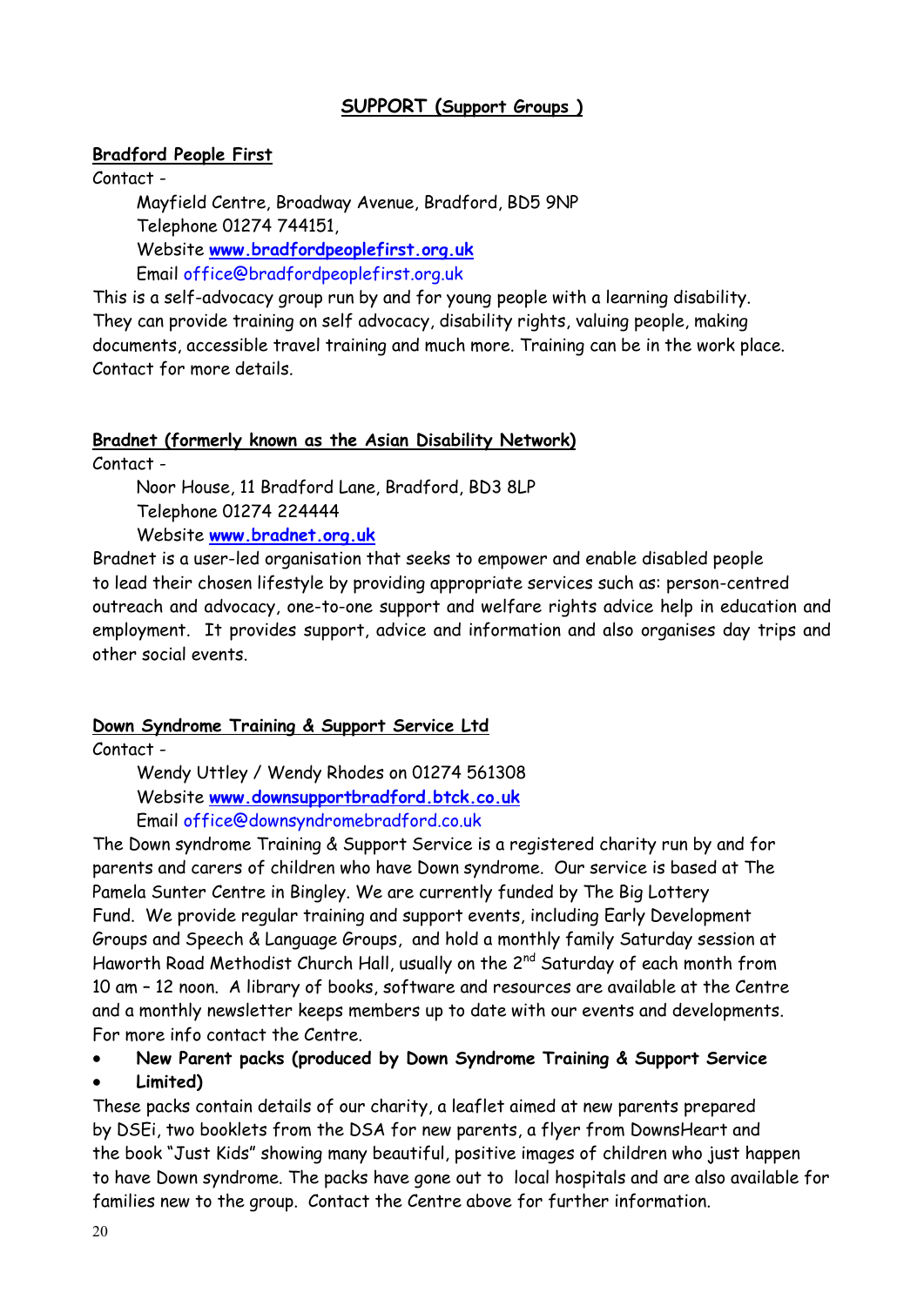## SUPPORT (Support Groups )

### Bradford People First

Contact -

Mayfield Centre, Broadway Avenue, Bradford, BD5 9NP
Telephone 01274 744151,
Website **www.bradfordpeoplefirst.org.uk**
Email office@bradfordpeoplefirst.org.uk

This is a self-advocacy group run by and for young people with a learning disability. They can provide training on self advocacy, disability rights, valuing people, making documents, accessible travel training and much more. Training can be in the work place. Contact for more details.

### Bradnet (formerly known as the Asian Disability Network)

Contact -

Noor House, 11 Bradford Lane, Bradford, BD3 8LP
Telephone 01274 224444
Website **www.bradnet.org.uk**

Bradnet is a user-led organisation that seeks to empower and enable disabled people to lead their chosen lifestyle by providing appropriate services such as: person-centred outreach and advocacy, one-to-one support and welfare rights advice help in education and employment. It provides support, advice and information and also organises day trips and other social events.

### Down Syndrome Training & Support Service Ltd

Contact -

Wendy Uttley / Wendy Rhodes on 01274 561308
Website **www.downsupportbradford.btck.co.uk**
Email office@downsyndromebradford.co.uk

The Down syndrome Training & Support Service is a registered charity run by and for parents and carers of children who have Down syndrome. Our service is based at The Pamela Sunter Centre in Bingley. We are currently funded by The Big Lottery Fund. We provide regular training and support events, including Early Development Groups and Speech & Language Groups, and hold a monthly family Saturday session at Haworth Road Methodist Church Hall, usually on the 2nd Saturday of each month from 10 am – 12 noon. A library of books, software and resources are available at the Centre and a monthly newsletter keeps members up to date with our events and developments. For more info contact the Centre.

- **New Parent packs (produced by Down Syndrome Training & Support Service**
- **Limited)**

These packs contain details of our charity, a leaflet aimed at new parents prepared by DSEi, two booklets from the DSA for new parents, a flyer from DownsHeart and the book "Just Kids" showing many beautiful, positive images of children who just happen to have Down syndrome. The packs have gone out to local hospitals and are also available for families new to the group. Contact the Centre above for further information.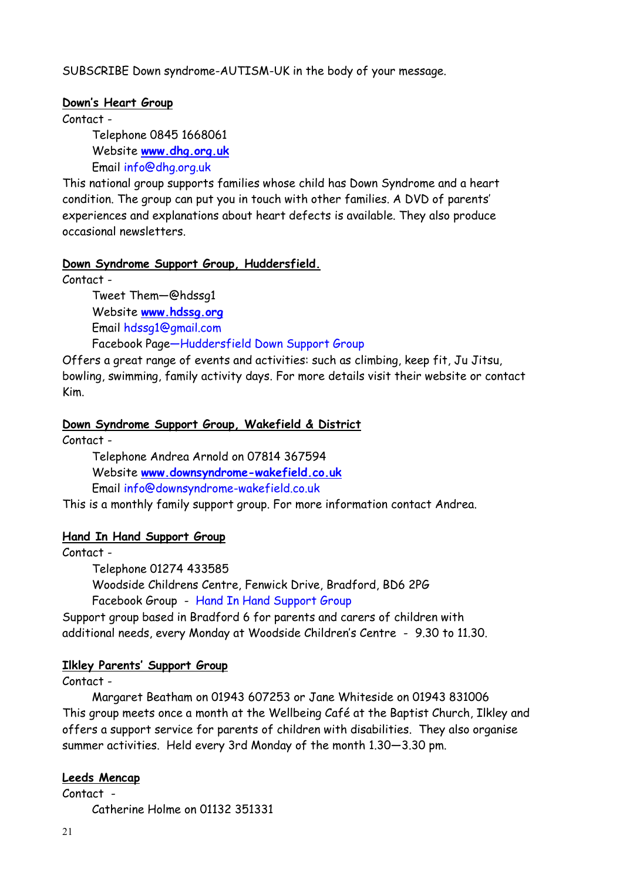SUBSCRIBE Down syndrome-AUTISM-UK in the body of your message.

**Down's Heart Group**

Contact -

Telephone 0845 1668061
Website **www.dhg.org.uk**
Email info@dhg.org.uk

This national group supports families whose child has Down Syndrome and a heart condition. The group can put you in touch with other families. A DVD of parents' experiences and explanations about heart defects is available. They also produce occasional newsletters.

**Down Syndrome Support Group, Huddersfield.**

Contact -

Tweet Them—@hdssg1
Website **www.hdssg.org**
Email hdssg1@gmail.com
Facebook Page—Huddersfield Down Support Group

Offers a great range of events and activities: such as climbing, keep fit, Ju Jitsu, bowling, swimming, family activity days. For more details visit their website or contact Kim.

**Down Syndrome Support Group, Wakefield & District**

Contact -

Telephone Andrea Arnold on 07814 367594
Website **www.downsyndrome-wakefield.co.uk**
Email info@downsyndrome-wakefield.co.uk

This is a monthly family support group. For more information contact Andrea.

**Hand In Hand Support Group**

Contact -

Telephone 01274 433585
Woodside Childrens Centre, Fenwick Drive, Bradford, BD6 2PG
Facebook Group - Hand In Hand Support Group

Support group based in Bradford 6 for parents and carers of children with additional needs, every Monday at Woodside Children's Centre - 9.30 to 11.30.

**Ilkley Parents' Support Group**

Contact -

Margaret Beatham on 01943 607253 or Jane Whiteside on 01943 831006

This group meets once a month at the Wellbeing Café at the Baptist Church, Ilkley and offers a support service for parents of children with disabilities. They also organise summer activities. Held every 3rd Monday of the month 1.30—3.30 pm.

**Leeds Mencap**

Contact -

Catherine Holme on 01132 351331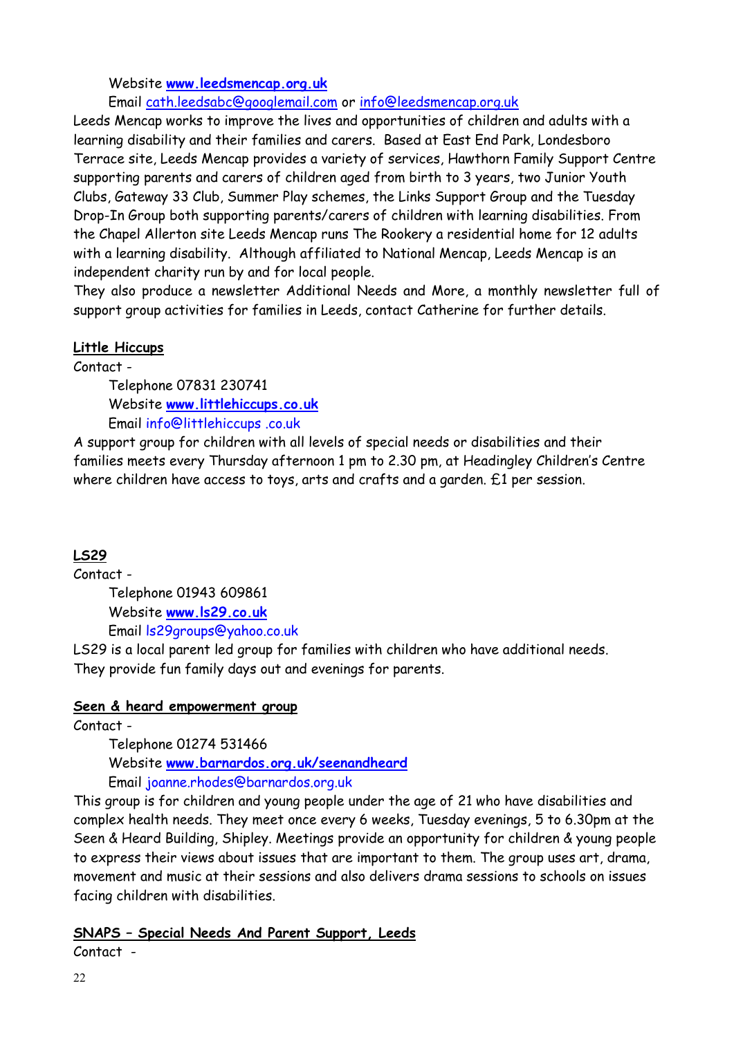Website **www.leedsmencap.org.uk**

Email cath.leedsabc@googlemail.com or info@leedsmencap.org.uk

Leeds Mencap works to improve the lives and opportunities of children and adults with a learning disability and their families and carers. Based at East End Park, Londesboro Terrace site, Leeds Mencap provides a variety of services, Hawthorn Family Support Centre supporting parents and carers of children aged from birth to 3 years, two Junior Youth Clubs, Gateway 33 Club, Summer Play schemes, the Links Support Group and the Tuesday Drop-In Group both supporting parents/carers of children with learning disabilities. From the Chapel Allerton site Leeds Mencap runs The Rookery a residential home for 12 adults with a learning disability. Although affiliated to National Mencap, Leeds Mencap is an independent charity run by and for local people.

They also produce a newsletter Additional Needs and More, a monthly newsletter full of support group activities for families in Leeds, contact Catherine for further details.

**Little Hiccups**

Contact -

Telephone 07831 230741

Website **www.littlehiccups.co.uk**

Email info@littlehiccups .co.uk

A support group for children with all levels of special needs or disabilities and their families meets every Thursday afternoon 1 pm to 2.30 pm, at Headingley Children's Centre where children have access to toys, arts and crafts and a garden. £1 per session.

**LS29**

Contact -

Telephone 01943 609861

Website **www.ls29.co.uk**

Email ls29groups@yahoo.co.uk

LS29 is a local parent led group for families with children who have additional needs. They provide fun family days out and evenings for parents.

**Seen & heard empowerment group**

Contact -

Telephone 01274 531466

Website **www.barnardos.org.uk/seenandheard**

Email joanne.rhodes@barnardos.org.uk

This group is for children and young people under the age of 21 who have disabilities and complex health needs. They meet once every 6 weeks, Tuesday evenings, 5 to 6.30pm at the Seen & Heard Building, Shipley. Meetings provide an opportunity for children & young people to express their views about issues that are important to them. The group uses art, drama, movement and music at their sessions and also delivers drama sessions to schools on issues facing children with disabilities.

**SNAPS – Special Needs And Parent Support, Leeds**

Contact -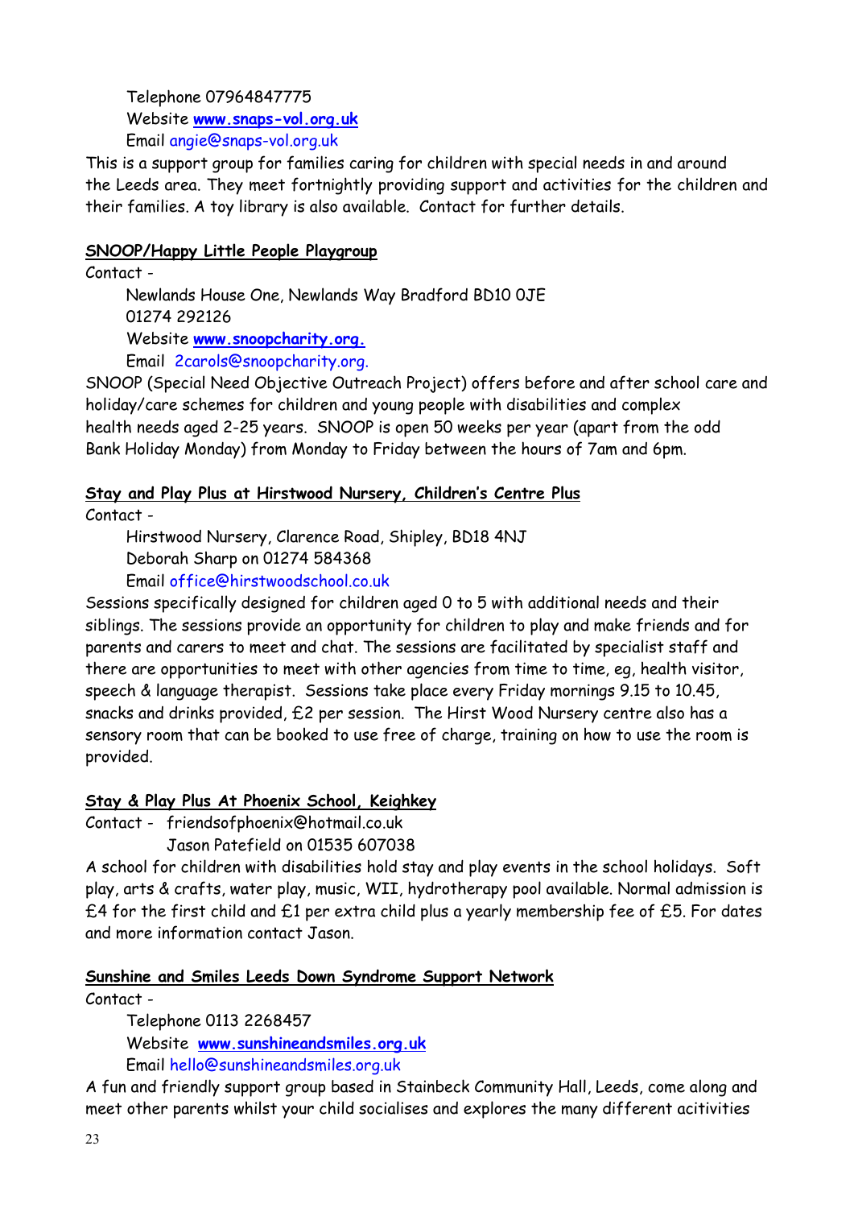Telephone 07964847775
Website **www.snaps-vol.org.uk**
Email angie@snaps-vol.org.uk

This is a support group for families caring for children with special needs in and around the Leeds area. They meet fortnightly providing support and activities for the children and their families. A toy library is also available. Contact for further details.

**SNOOP/Happy Little People Playgroup**

Contact -

Newlands House One, Newlands Way Bradford BD10 0JE
01274 292126
Website **www.snoopcharity.org.**
Email 2carols@snoopcharity.org.

SNOOP (Special Need Objective Outreach Project) offers before and after school care and holiday/care schemes for children and young people with disabilities and complex health needs aged 2-25 years. SNOOP is open 50 weeks per year (apart from the odd Bank Holiday Monday) from Monday to Friday between the hours of 7am and 6pm.

**Stay and Play Plus at Hirstwood Nursery, Children's Centre Plus**

Contact -

Hirstwood Nursery, Clarence Road, Shipley, BD18 4NJ
Deborah Sharp on 01274 584368
Email office@hirstwoodschool.co.uk

Sessions specifically designed for children aged 0 to 5 with additional needs and their siblings. The sessions provide an opportunity for children to play and make friends and for parents and carers to meet and chat. The sessions are facilitated by specialist staff and there are opportunities to meet with other agencies from time to time, eg, health visitor, speech & language therapist. Sessions take place every Friday mornings 9.15 to 10.45, snacks and drinks provided, £2 per session. The Hirst Wood Nursery centre also has a sensory room that can be booked to use free of charge, training on how to use the room is provided.

**Stay & Play Plus At Phoenix School, Keighkey**

Contact - friendsofphoenix@hotmail.co.uk
Jason Patefield on 01535 607038

A school for children with disabilities hold stay and play events in the school holidays. Soft play, arts & crafts, water play, music, WII, hydrotherapy pool available. Normal admission is £4 for the first child and £1 per extra child plus a yearly membership fee of £5. For dates and more information contact Jason.

**Sunshine and Smiles Leeds Down Syndrome Support Network**

Contact -

Telephone 0113 2268457
Website **www.sunshineandsmiles.org.uk**
Email hello@sunshineandsmiles.org.uk

A fun and friendly support group based in Stainbeck Community Hall, Leeds, come along and meet other parents whilst your child socialises and explores the many different acitivities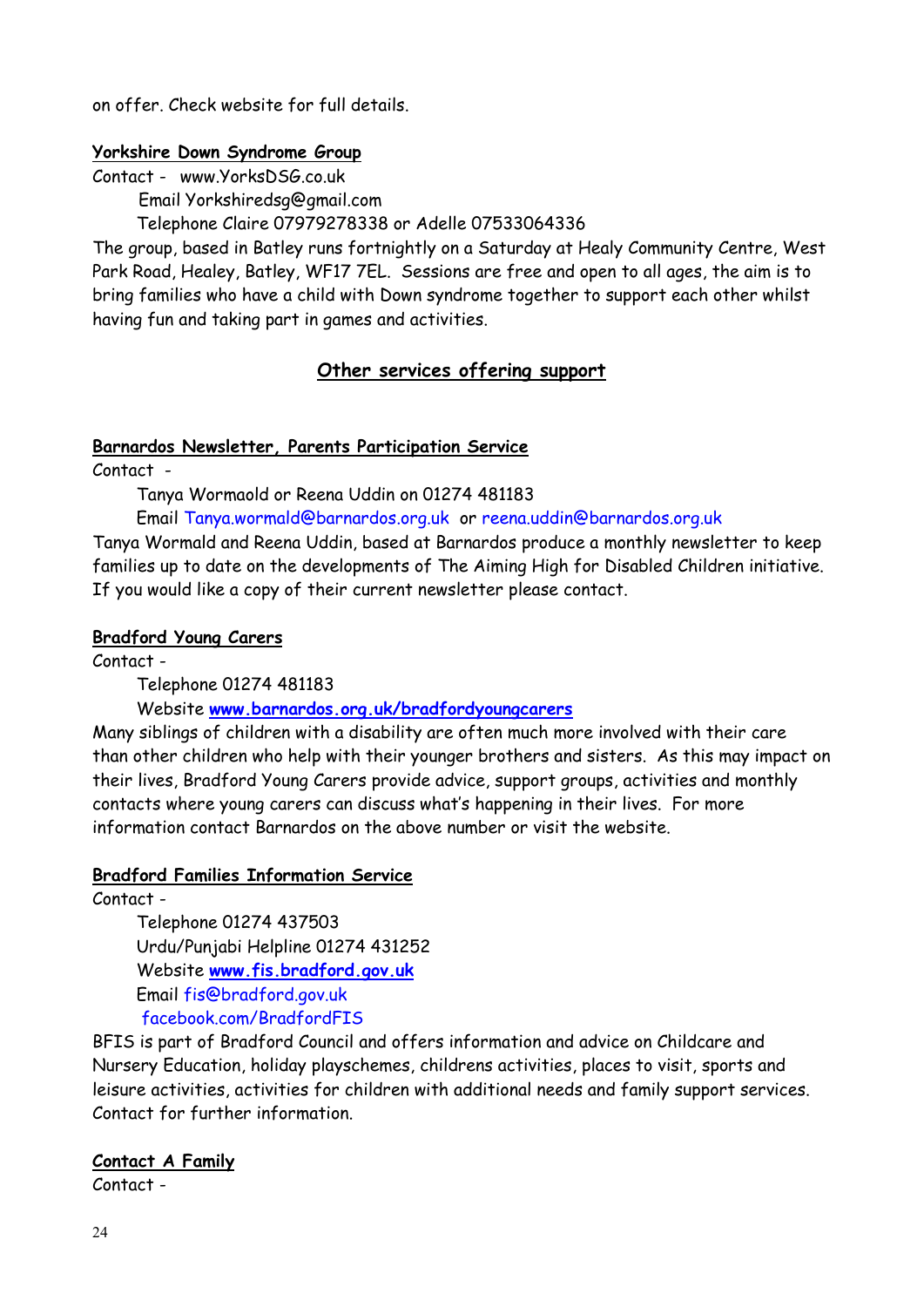on offer. Check website for full details.

**Yorkshire Down Syndrome Group**

Contact - www.YorksDSG.co.uk

Email Yorkshiredsg@gmail.com

Telephone Claire 07979278338 or Adelle 07533064336

The group, based in Batley runs fortnightly on a Saturday at Healy Community Centre, West Park Road, Healey, Batley, WF17 7EL. Sessions are free and open to all ages, the aim is to bring families who have a child with Down syndrome together to support each other whilst having fun and taking part in games and activities.

## Other services offering support

**Barnardos Newsletter, Parents Participation Service**

Contact -

Tanya Wormaold or Reena Uddin on 01274 481183

Email Tanya.wormald@barnardos.org.uk or reena.uddin@barnardos.org.uk

Tanya Wormald and Reena Uddin, based at Barnardos produce a monthly newsletter to keep families up to date on the developments of The Aiming High for Disabled Children initiative. If you would like a copy of their current newsletter please contact.

**Bradford Young Carers**

Contact -

Telephone 01274 481183

Website **www.barnardos.org.uk/bradfordyoungcarers**

Many siblings of children with a disability are often much more involved with their care than other children who help with their younger brothers and sisters. As this may impact on their lives, Bradford Young Carers provide advice, support groups, activities and monthly contacts where young carers can discuss what's happening in their lives. For more information contact Barnardos on the above number or visit the website.

**Bradford Families Information Service**

Contact -

Telephone 01274 437503

Urdu/Punjabi Helpline 01274 431252

Website **www.fis.bradford.gov.uk**

Email fis@bradford.gov.uk

facebook.com/BradfordFIS

BFIS is part of Bradford Council and offers information and advice on Childcare and Nursery Education, holiday playschemes, childrens activities, places to visit, sports and leisure activities, activities for children with additional needs and family support services. Contact for further information.

**Contact A Family**

Contact -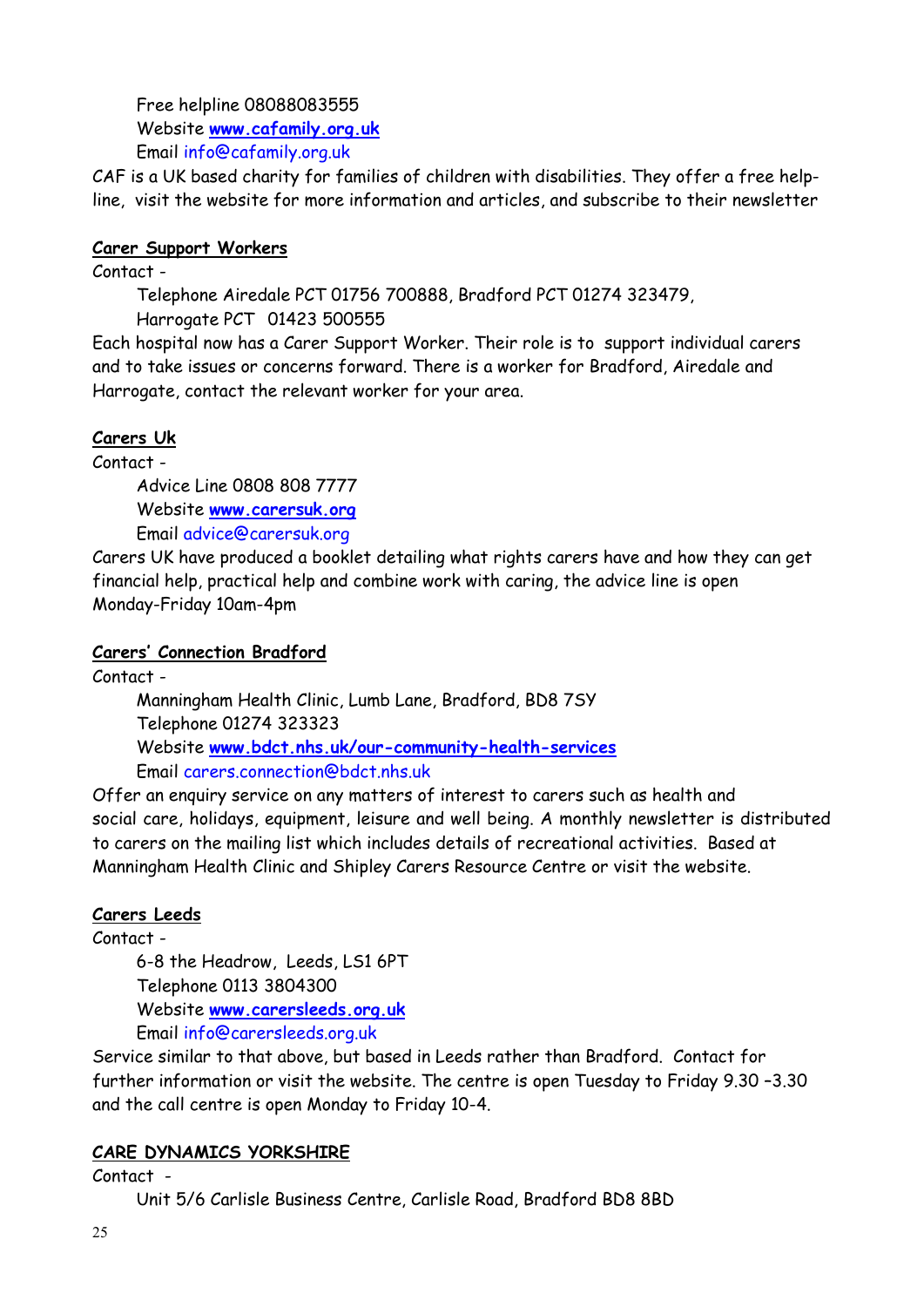Free helpline 08088083555
Website **www.cafamily.org.uk**
Email info@cafamily.org.uk

CAF is a UK based charity for families of children with disabilities. They offer a free help-line, visit the website for more information and articles, and subscribe to their newsletter

**Carer Support Workers**

Contact -

Telephone Airedale PCT 01756 700888, Bradford PCT 01274 323479, Harrogate PCT 01423 500555

Each hospital now has a Carer Support Worker. Their role is to support individual carers and to take issues or concerns forward. There is a worker for Bradford, Airedale and Harrogate, contact the relevant worker for your area.

**Carers Uk**

Contact -

Advice Line 0808 808 7777
Website **www.carersuk.org**
Email advice@carersuk.org

Carers UK have produced a booklet detailing what rights carers have and how they can get financial help, practical help and combine work with caring, the advice line is open Monday-Friday 10am-4pm

**Carers' Connection Bradford**

Contact -

Manningham Health Clinic, Lumb Lane, Bradford, BD8 7SY
Telephone 01274 323323
Website **www.bdct.nhs.uk/our-community-health-services**
Email carers.connection@bdct.nhs.uk

Offer an enquiry service on any matters of interest to carers such as health and social care, holidays, equipment, leisure and well being. A monthly newsletter is distributed to carers on the mailing list which includes details of recreational activities. Based at Manningham Health Clinic and Shipley Carers Resource Centre or visit the website.

**Carers Leeds**

Contact -

6-8 the Headrow, Leeds, LS1 6PT
Telephone 0113 3804300
Website **www.carersleeds.org.uk**
Email info@carersleeds.org.uk

Service similar to that above, but based in Leeds rather than Bradford. Contact for further information or visit the website. The centre is open Tuesday to Friday 9.30 –3.30 and the call centre is open Monday to Friday 10-4.

**CARE DYNAMICS YORKSHIRE**

Contact -

Unit 5/6 Carlisle Business Centre, Carlisle Road, Bradford BD8 8BD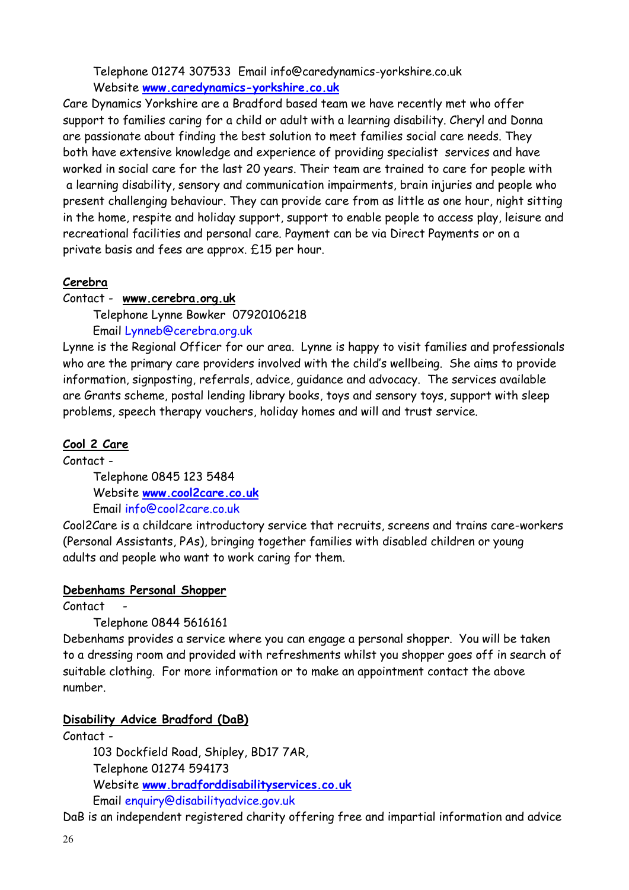Telephone 01274 307533 Email info@caredynamics-yorkshire.co.uk
Website **www.caredynamics-yorkshire.co.uk**

Care Dynamics Yorkshire are a Bradford based team we have recently met who offer support to families caring for a child or adult with a learning disability. Cheryl and Donna are passionate about finding the best solution to meet families social care needs. They both have extensive knowledge and experience of providing specialist services and have worked in social care for the last 20 years. Their team are trained to care for people with a learning disability, sensory and communication impairments, brain injuries and people who present challenging behaviour. They can provide care from as little as one hour, night sitting in the home, respite and holiday support, support to enable people to access play, leisure and recreational facilities and personal care. Payment can be via Direct Payments or on a private basis and fees are approx. £15 per hour.

**Cerebra**

Contact - **www.cerebra.org.uk**
Telephone Lynne Bowker 07920106218
Email Lynneb@cerebra.org.uk

Lynne is the Regional Officer for our area. Lynne is happy to visit families and professionals who are the primary care providers involved with the child's wellbeing. She aims to provide information, signposting, referrals, advice, guidance and advocacy. The services available are Grants scheme, postal lending library books, toys and sensory toys, support with sleep problems, speech therapy vouchers, holiday homes and will and trust service.

**Cool 2 Care**

Contact -
Telephone 0845 123 5484
Website **www.cool2care.co.uk**
Email info@cool2care.co.uk

Cool2Care is a childcare introductory service that recruits, screens and trains care-workers (Personal Assistants, PAs), bringing together families with disabled children or young adults and people who want to work caring for them.

**Debenhams Personal Shopper**

Contact -
Telephone 0844 5616161

Debenhams provides a service where you can engage a personal shopper. You will be taken to a dressing room and provided with refreshments whilst you shopper goes off in search of suitable clothing. For more information or to make an appointment contact the above number.

**Disability Advice Bradford (DaB)**

Contact -
103 Dockfield Road, Shipley, BD17 7AR,
Telephone 01274 594173
Website **www.bradforddisabilityservices.co.uk**
Email enquiry@disabilityadvice.gov.uk

DaB is an independent registered charity offering free and impartial information and advice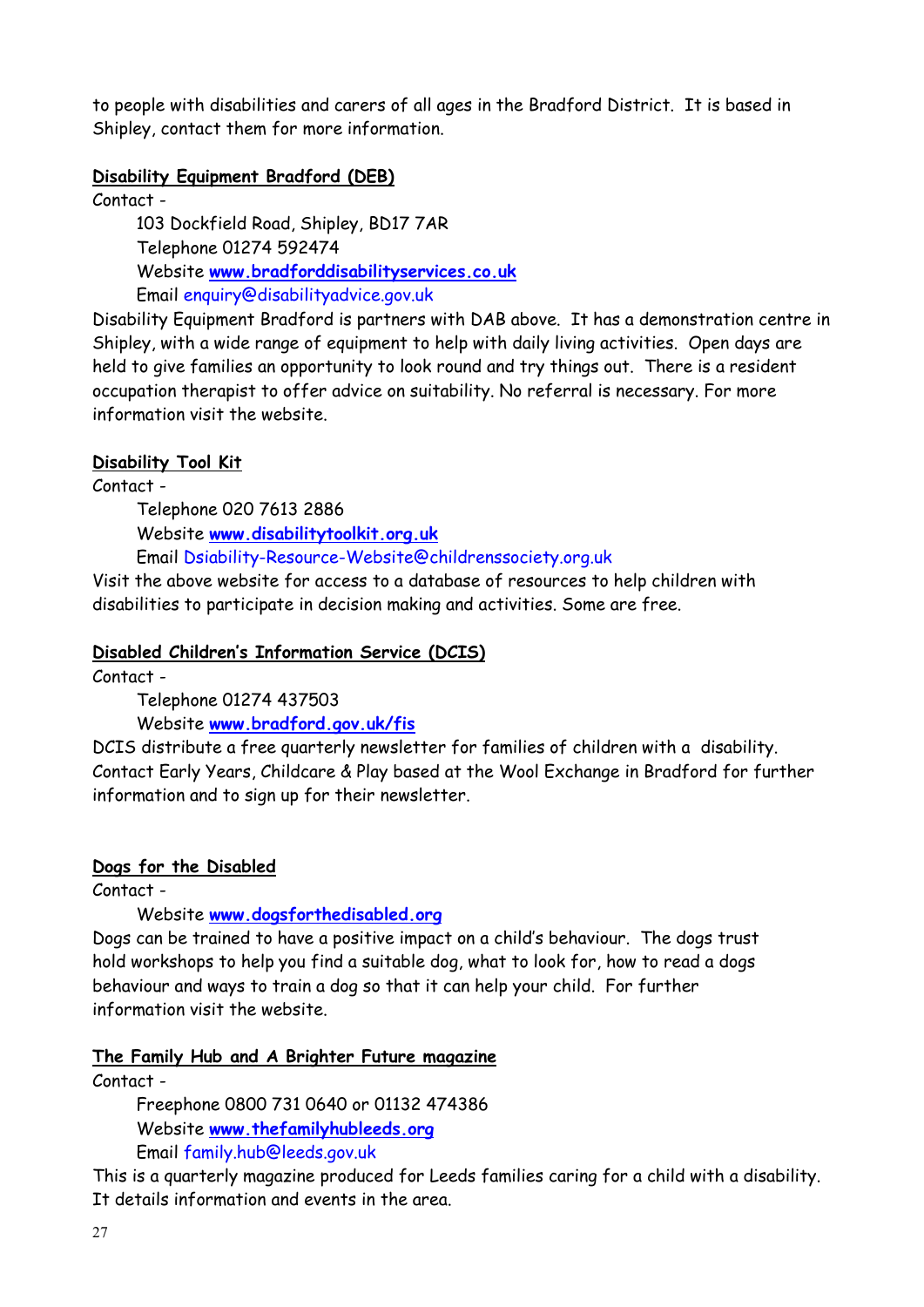to people with disabilities and carers of all ages in the Bradford District. It is based in Shipley, contact them for more information.

**Disability Equipment Bradford (DEB)**

Contact -

103 Dockfield Road, Shipley, BD17 7AR
Telephone 01274 592474
Website **www.bradforddisabilityservices.co.uk**
Email enquiry@disabilityadvice.gov.uk

Disability Equipment Bradford is partners with DAB above. It has a demonstration centre in Shipley, with a wide range of equipment to help with daily living activities. Open days are held to give families an opportunity to look round and try things out. There is a resident occupation therapist to offer advice on suitability. No referral is necessary. For more information visit the website.

**Disability Tool Kit**

Contact -

Telephone 020 7613 2886
Website **www.disabilitytoolkit.org.uk**
Email Dsiability-Resource-Website@childrenssociety.org.uk

Visit the above website for access to a database of resources to help children with disabilities to participate in decision making and activities. Some are free.

**Disabled Children's Information Service (DCIS)**

Contact -

Telephone 01274 437503
Website **www.bradford.gov.uk/fis**

DCIS distribute a free quarterly newsletter for families of children with a disability. Contact Early Years, Childcare & Play based at the Wool Exchange in Bradford for further information and to sign up for their newsletter.

**Dogs for the Disabled**

Contact -

Website **www.dogsforthedisabled.org**

Dogs can be trained to have a positive impact on a child's behaviour. The dogs trust hold workshops to help you find a suitable dog, what to look for, how to read a dogs behaviour and ways to train a dog so that it can help your child. For further information visit the website.

**The Family Hub and A Brighter Future magazine**

Contact -

Freephone 0800 731 0640 or 01132 474386
Website **www.thefamilyhubleeds.org**
Email family.hub@leeds.gov.uk

This is a quarterly magazine produced for Leeds families caring for a child with a disability. It details information and events in the area.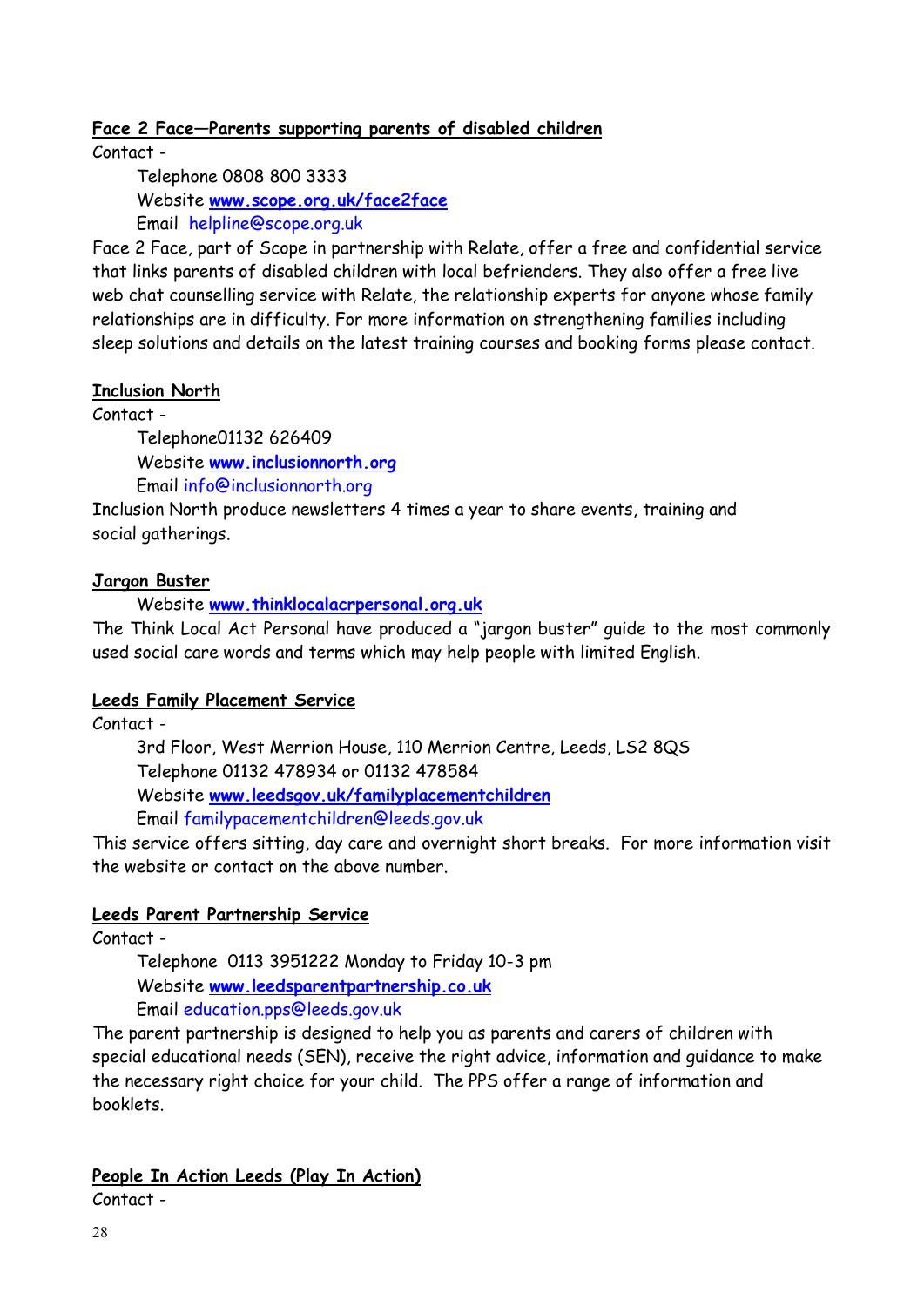**Face 2 Face—Parents supporting parents of disabled children**

Contact -

Telephone 0808 800 3333
Website **www.scope.org.uk/face2face**
Email helpline@scope.org.uk

Face 2 Face, part of Scope in partnership with Relate, offer a free and confidential service that links parents of disabled children with local befrienders. They also offer a free live web chat counselling service with Relate, the relationship experts for anyone whose family relationships are in difficulty. For more information on strengthening families including sleep solutions and details on the latest training courses and booking forms please contact.

**Inclusion North**

Contact -

Telephone01132 626409
Website **www.inclusionnorth.org**
Email info@inclusionnorth.org

Inclusion North produce newsletters 4 times a year to share events, training and social gatherings.

**Jargon Buster**

Website **www.thinklocalacrpersonal.org.uk**

The Think Local Act Personal have produced a "jargon buster" guide to the most commonly used social care words and terms which may help people with limited English.

**Leeds Family Placement Service**

Contact -

3rd Floor, West Merrion House, 110 Merrion Centre, Leeds, LS2 8QS
Telephone 01132 478934 or 01132 478584
Website **www.leedsgov.uk/familyplacementchildren**
Email familypacementchildren@leeds.gov.uk

This service offers sitting, day care and overnight short breaks. For more information visit the website or contact on the above number.

**Leeds Parent Partnership Service**

Contact -

Telephone 0113 3951222 Monday to Friday 10-3 pm
Website **www.leedsparentpartnership.co.uk**
Email education.pps@leeds.gov.uk

The parent partnership is designed to help you as parents and carers of children with special educational needs (SEN), receive the right advice, information and guidance to make the necessary right choice for your child. The PPS offer a range of information and booklets.

**People In Action Leeds (Play In Action)**

Contact -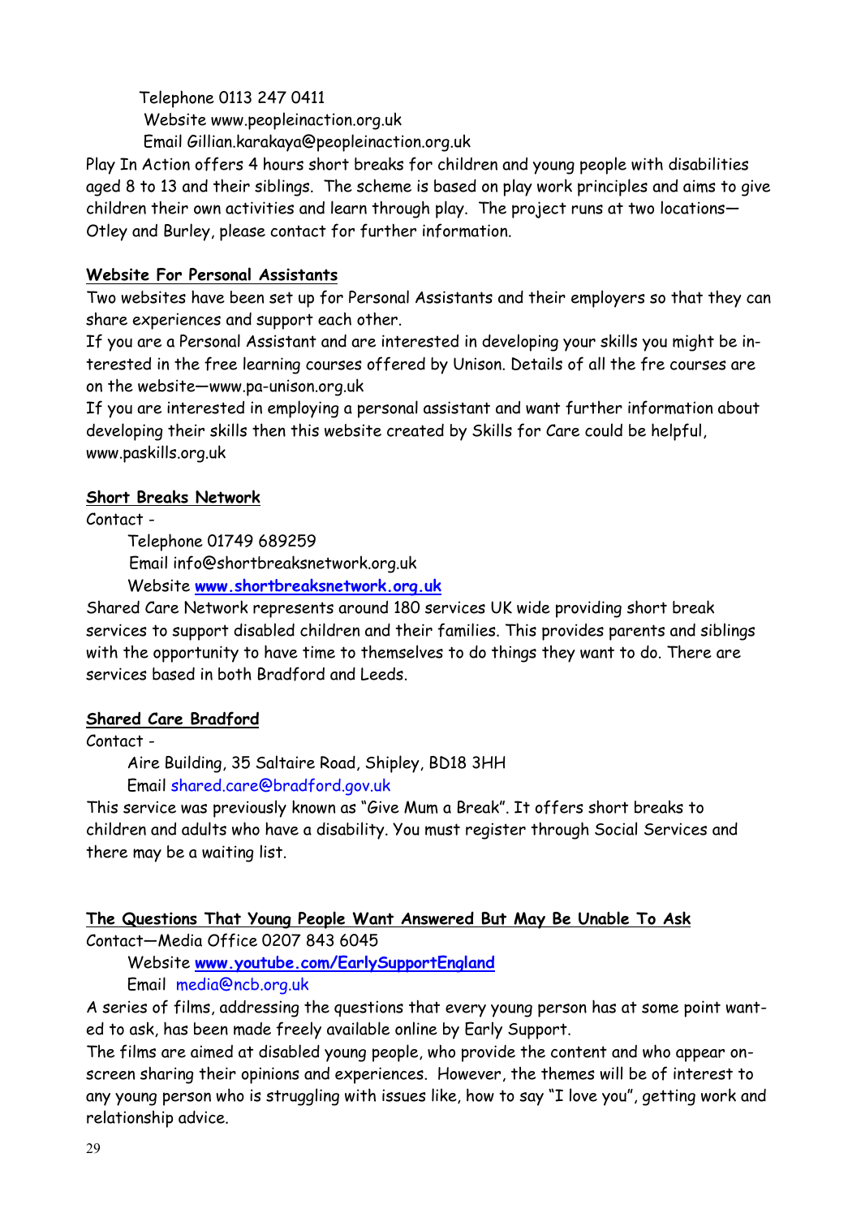Telephone 0113 247 0411
Website www.peopleinaction.org.uk
Email Gillian.karakaya@peopleinaction.org.uk

Play In Action offers 4 hours short breaks for children and young people with disabilities aged 8 to 13 and their siblings. The scheme is based on play work principles and aims to give children their own activities and learn through play. The project runs at two locations—Otley and Burley, please contact for further information.

**Website For Personal Assistants**

Two websites have been set up for Personal Assistants and their employers so that they can share experiences and support each other.

If you are a Personal Assistant and are interested in developing your skills you might be interested in the free learning courses offered by Unison. Details of all the fre courses are on the website—www.pa-unison.org.uk

If you are interested in employing a personal assistant and want further information about developing their skills then this website created by Skills for Care could be helpful, www.paskills.org.uk

**Short Breaks Network**

Contact -

Telephone 01749 689259
Email info@shortbreaksnetwork.org.uk
Website **www.shortbreaksnetwork.org.uk**

Shared Care Network represents around 180 services UK wide providing short break services to support disabled children and their families. This provides parents and siblings with the opportunity to have time to themselves to do things they want to do. There are services based in both Bradford and Leeds.

**Shared Care Bradford**

Contact -

Aire Building, 35 Saltaire Road, Shipley, BD18 3HH
Email shared.care@bradford.gov.uk

This service was previously known as "Give Mum a Break". It offers short breaks to children and adults who have a disability. You must register through Social Services and there may be a waiting list.

**The Questions That Young People Want Answered But May Be Unable To Ask**

Contact—Media Office 0207 843 6045

Website **www.youtube.com/EarlySupportEngland**
Email media@ncb.org.uk

A series of films, addressing the questions that every young person has at some point wanted to ask, has been made freely available online by Early Support.

The films are aimed at disabled young people, who provide the content and who appear on-screen sharing their opinions and experiences. However, the themes will be of interest to any young person who is struggling with issues like, how to say "I love you", getting work and relationship advice.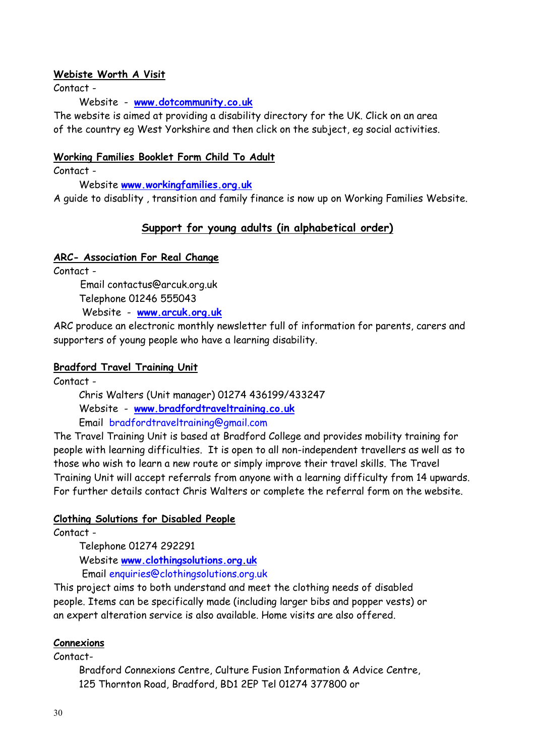**Webiste Worth A Visit**

Contact -

Website - **www.dotcommunity.co.uk**

The website is aimed at providing a disability directory for the UK. Click on an area of the country eg West Yorkshire and then click on the subject, eg social activities.

**Working Families Booklet Form Child To Adult**

Contact -

Website **www.workingfamilies.org.uk**

A guide to disablity , transition and family finance is now up on Working Families Website.

## Support for young adults (in alphabetical order)

**ARC- Association For Real Change**

Contact -

Email contactus@arcuk.org.uk

Telephone 01246 555043

Website - **www.arcuk.org.uk**

ARC produce an electronic monthly newsletter full of information for parents, carers and supporters of young people who have a learning disability.

**Bradford Travel Training Unit**

Contact -

Chris Walters (Unit manager) 01274 436199/433247

Website - **www.bradfordtraveltraining.co.uk**

Email bradfordtraveltraining@gmail.com

The Travel Training Unit is based at Bradford College and provides mobility training for people with learning difficulties. It is open to all non-independent travellers as well as to those who wish to learn a new route or simply improve their travel skills. The Travel Training Unit will accept referrals from anyone with a learning difficulty from 14 upwards. For further details contact Chris Walters or complete the referral form on the website.

**Clothing Solutions for Disabled People**

Contact -

Telephone 01274 292291

Website **www.clothingsolutions.org.uk**

Email enquiries@clothingsolutions.org.uk

This project aims to both understand and meet the clothing needs of disabled people. Items can be specifically made (including larger bibs and popper vests) or an expert alteration service is also available. Home visits are also offered.

**Connexions**

Contact-

Bradford Connexions Centre, Culture Fusion Information & Advice Centre, 125 Thornton Road, Bradford, BD1 2EP Tel 01274 377800 or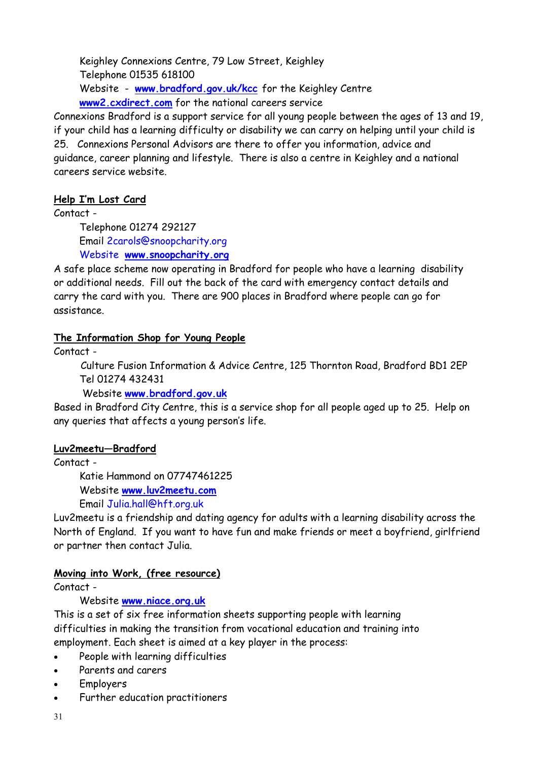Keighley Connexions Centre, 79 Low Street, Keighley
Telephone 01535 618100
Website - **www.bradford.gov.uk/kcc** for the Keighley Centre
**www2.cxdirect.com** for the national careers service

Connexions Bradford is a support service for all young people between the ages of 13 and 19, if your child has a learning difficulty or disability we can carry on helping until your child is 25. Connexions Personal Advisors are there to offer you information, advice and guidance, career planning and lifestyle. There is also a centre in Keighley and a national careers service website.

**Help I'm Lost Card**

Contact -

Telephone 01274 292127
Email 2carols@snoopcharity.org
Website **www.snoopcharity.org**

A safe place scheme now operating in Bradford for people who have a learning disability or additional needs. Fill out the back of the card with emergency contact details and carry the card with you. There are 900 places in Bradford where people can go for assistance.

**The Information Shop for Young People**

Contact -

Culture Fusion Information & Advice Centre, 125 Thornton Road, Bradford BD1 2EP
Tel 01274 432431
Website **www.bradford.gov.uk**

Based in Bradford City Centre, this is a service shop for all people aged up to 25. Help on any queries that affects a young person's life.

**Luv2meetu—Bradford**

Contact -

Katie Hammond on 07747461225
Website **www.luv2meetu.com**
Email Julia.hall@hft.org.uk

Luv2meetu is a friendship and dating agency for adults with a learning disability across the North of England. If you want to have fun and make friends or meet a boyfriend, girlfriend or partner then contact Julia.

**Moving into Work, (free resource)**

Contact -

Website **www.niace.org.uk**

This is a set of six free information sheets supporting people with learning difficulties in making the transition from vocational education and training into employment. Each sheet is aimed at a key player in the process:

- People with learning difficulties
- Parents and carers
- Employers
- Further education practitioners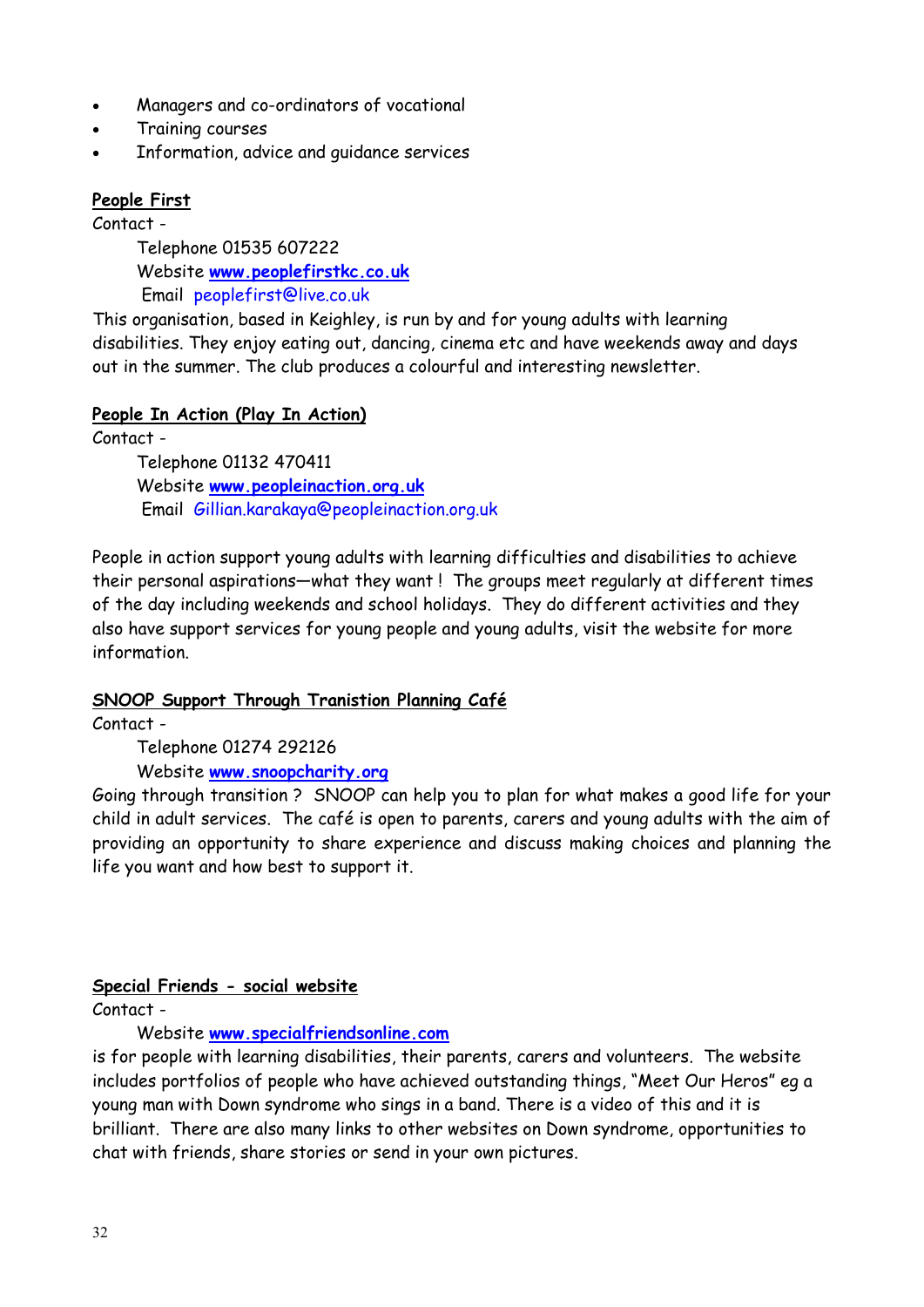- Managers and co-ordinators of vocational
- Training courses
- Information, advice and guidance services

**People First**

Contact -

Telephone 01535 607222
Website **www.peoplefirstkc.co.uk**
Email peoplefirst@live.co.uk

This organisation, based in Keighley, is run by and for young adults with learning disabilities. They enjoy eating out, dancing, cinema etc and have weekends away and days out in the summer. The club produces a colourful and interesting newsletter.

**People In Action (Play In Action)**

Contact -

Telephone 01132 470411
Website **www.peopleinaction.org.uk**
Email Gillian.karakaya@peopleinaction.org.uk

People in action support young adults with learning difficulties and disabilities to achieve their personal aspirations—what they want ! The groups meet regularly at different times of the day including weekends and school holidays. They do different activities and they also have support services for young people and young adults, visit the website for more information.

**SNOOP Support Through Tranistion Planning Café**

Contact -

Telephone 01274 292126
Website **www.snoopcharity.org**

Going through transition ? SNOOP can help you to plan for what makes a good life for your child in adult services. The café is open to parents, carers and young adults with the aim of providing an opportunity to share experience and discuss making choices and planning the life you want and how best to support it.

**Special Friends - social website**

Contact -

Website **www.specialfriendsonline.com**

is for people with learning disabilities, their parents, carers and volunteers. The website includes portfolios of people who have achieved outstanding things, "Meet Our Heros" eg a young man with Down syndrome who sings in a band. There is a video of this and it is brilliant. There are also many links to other websites on Down syndrome, opportunities to chat with friends, share stories or send in your own pictures.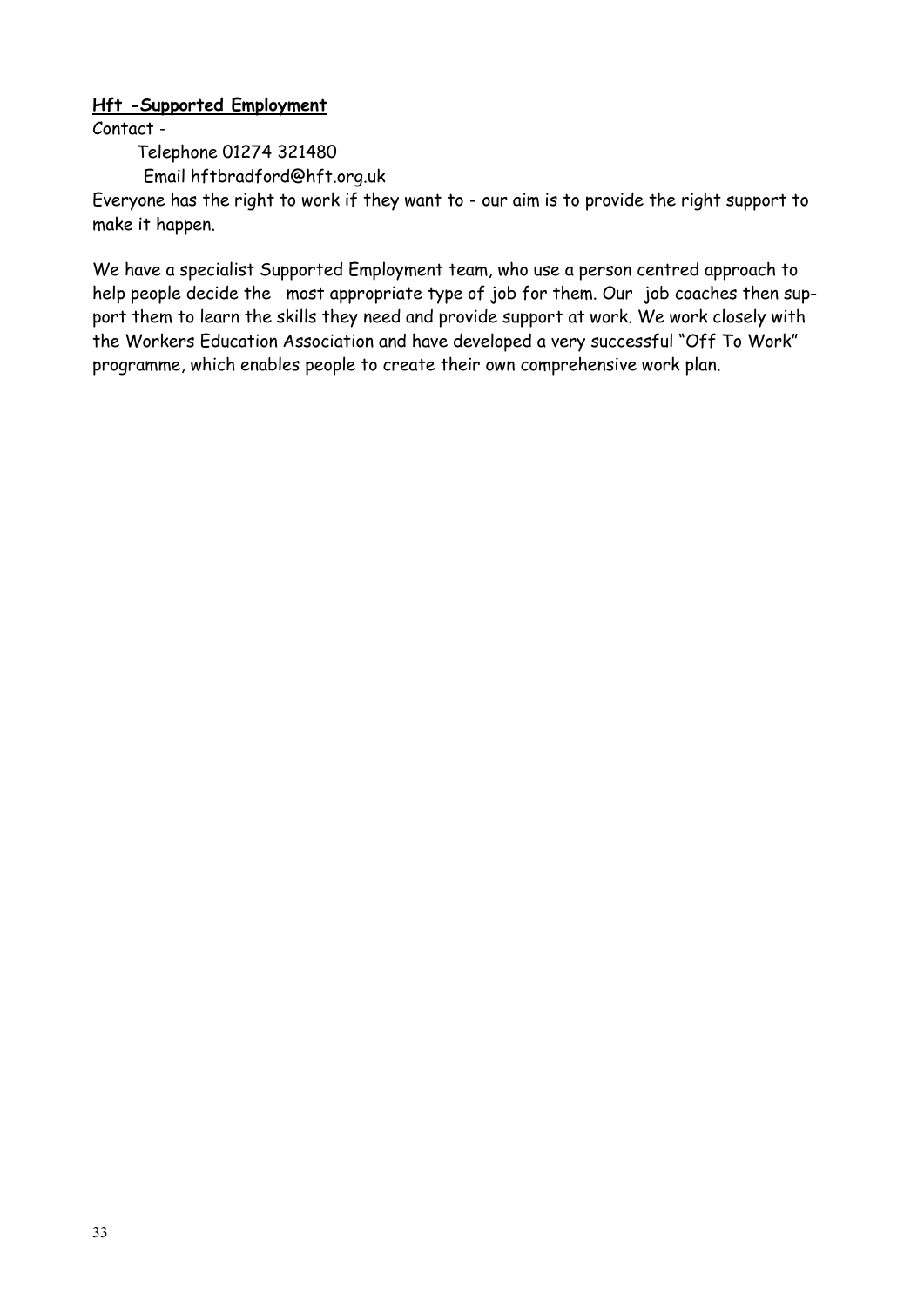**Hft -Supported Employment**

Contact -

Telephone 01274 321480

Email hftbradford@hft.org.uk

Everyone has the right to work if they want to - our aim is to provide the right support to make it happen.

We have a specialist Supported Employment team, who use a person centred approach to help people decide the most appropriate type of job for them. Our job coaches then support them to learn the skills they need and provide support at work. We work closely with the Workers Education Association and have developed a very successful "Off To Work" programme, which enables people to create their own comprehensive work plan.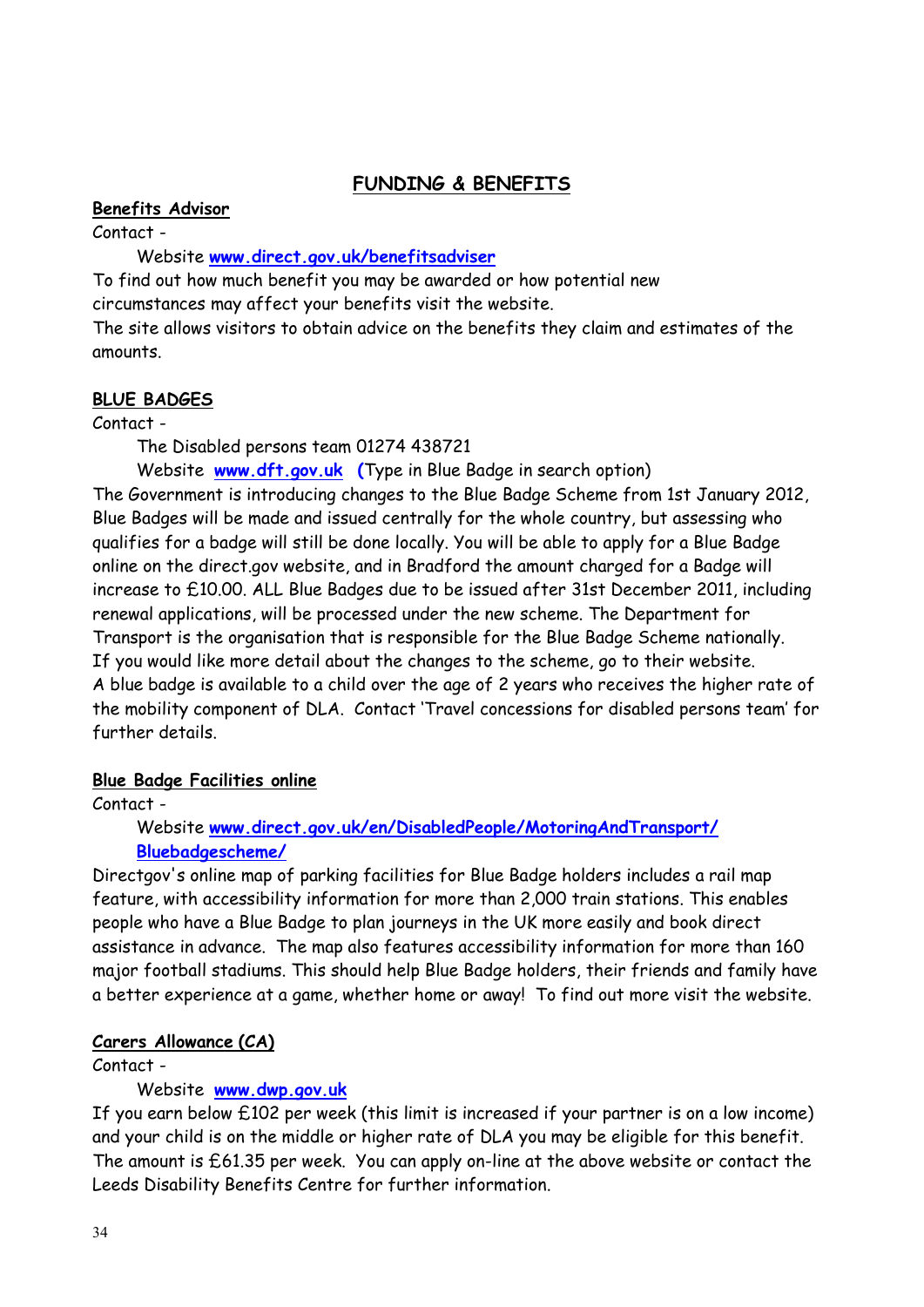# FUNDING & BENEFITS

## Benefits Advisor

Contact -

Website **www.direct.gov.uk/benefitsadviser**

To find out how much benefit you may be awarded or how potential new circumstances may affect your benefits visit the website.

The site allows visitors to obtain advice on the benefits they claim and estimates of the amounts.

## BLUE BADGES

Contact -

The Disabled persons team 01274 438721

Website **www.dft.gov.uk** (Type in Blue Badge in search option)

The Government is introducing changes to the Blue Badge Scheme from 1st January 2012, Blue Badges will be made and issued centrally for the whole country, but assessing who qualifies for a badge will still be done locally. You will be able to apply for a Blue Badge online on the direct.gov website, and in Bradford the amount charged for a Badge will increase to £10.00. ALL Blue Badges due to be issued after 31st December 2011, including renewal applications, will be processed under the new scheme. The Department for Transport is the organisation that is responsible for the Blue Badge Scheme nationally. If you would like more detail about the changes to the scheme, go to their website.

A blue badge is available to a child over the age of 2 years who receives the higher rate of the mobility component of DLA. Contact 'Travel concessions for disabled persons team' for further details.

## Blue Badge Facilities online

Contact -

Website **www.direct.gov.uk/en/DisabledPeople/MotoringAndTransport/Bluebadgescheme/**

Directgov's online map of parking facilities for Blue Badge holders includes a rail map feature, with accessibility information for more than 2,000 train stations. This enables people who have a Blue Badge to plan journeys in the UK more easily and book direct assistance in advance. The map also features accessibility information for more than 160 major football stadiums. This should help Blue Badge holders, their friends and family have a better experience at a game, whether home or away! To find out more visit the website.

## Carers Allowance (CA)

Contact -

Website **www.dwp.gov.uk**

If you earn below £102 per week (this limit is increased if your partner is on a low income) and your child is on the middle or higher rate of DLA you may be eligible for this benefit. The amount is £61.35 per week. You can apply on-line at the above website or contact the Leeds Disability Benefits Centre for further information.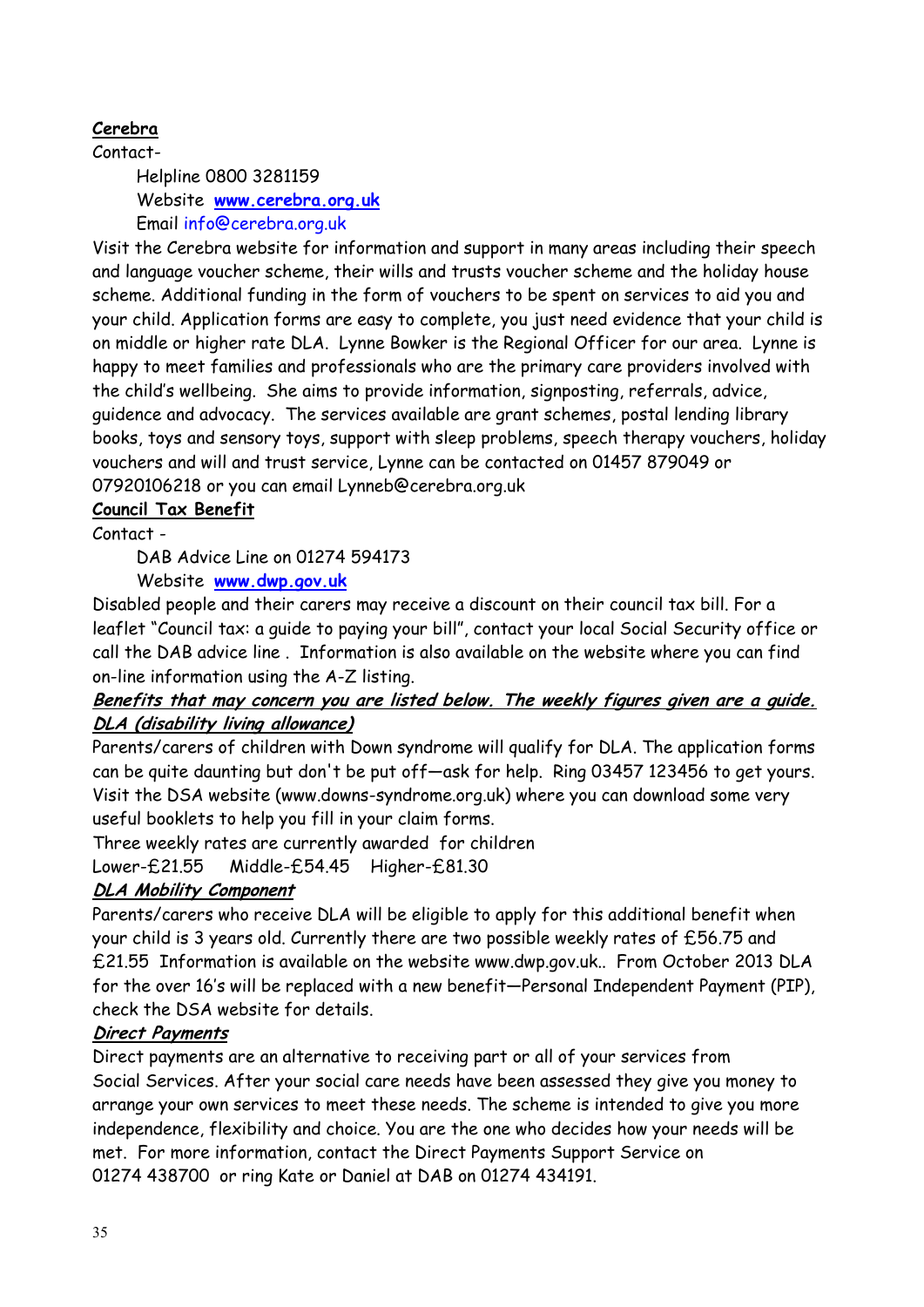**Cerebra**

Contact-

Helpline 0800 3281159
Website **www.cerebra.org.uk**
Email info@cerebra.org.uk

Visit the Cerebra website for information and support in many areas including their speech and language voucher scheme, their wills and trusts voucher scheme and the holiday house scheme. Additional funding in the form of vouchers to be spent on services to aid you and your child. Application forms are easy to complete, you just need evidence that your child is on middle or higher rate DLA. Lynne Bowker is the Regional Officer for our area. Lynne is happy to meet families and professionals who are the primary care providers involved with the child's wellbeing. She aims to provide information, signposting, referrals, advice, guidance and advocacy. The services available are grant schemes, postal lending library books, toys and sensory toys, support with sleep problems, speech therapy vouchers, holiday vouchers and will and trust service, Lynne can be contacted on 01457 879049 or 07920106218 or you can email Lynneb@cerebra.org.uk

**Council Tax Benefit**

Contact -

DAB Advice Line on 01274 594173
Website **www.dwp.gov.uk**

Disabled people and their carers may receive a discount on their council tax bill. For a leaflet "Council tax: a guide to paying your bill", contact your local Social Security office or call the DAB advice line . Information is also available on the website where you can find on-line information using the A-Z listing.

***Benefits that may concern you are listed below. The weekly figures given are a guide.***

***DLA (disability living allowance)***

Parents/carers of children with Down syndrome will qualify for DLA. The application forms can be quite daunting but don't be put off—ask for help. Ring 03457 123456 to get yours. Visit the DSA website (www.downs-syndrome.org.uk) where you can download some very useful booklets to help you fill in your claim forms.

Three weekly rates are currently awarded for children

Lower-£21.55 Middle-£54.45 Higher-£81.30

***DLA Mobility Component***

Parents/carers who receive DLA will be eligible to apply for this additional benefit when your child is 3 years old. Currently there are two possible weekly rates of £56.75 and £21.55 Information is available on the website www.dwp.gov.uk.. From October 2013 DLA for the over 16's will be replaced with a new benefit—Personal Independent Payment (PIP), check the DSA website for details.

***Direct Payments***

Direct payments are an alternative to receiving part or all of your services from Social Services. After your social care needs have been assessed they give you money to arrange your own services to meet these needs. The scheme is intended to give you more independence, flexibility and choice. You are the one who decides how your needs will be met. For more information, contact the Direct Payments Support Service on 01274 438700 or ring Kate or Daniel at DAB on 01274 434191.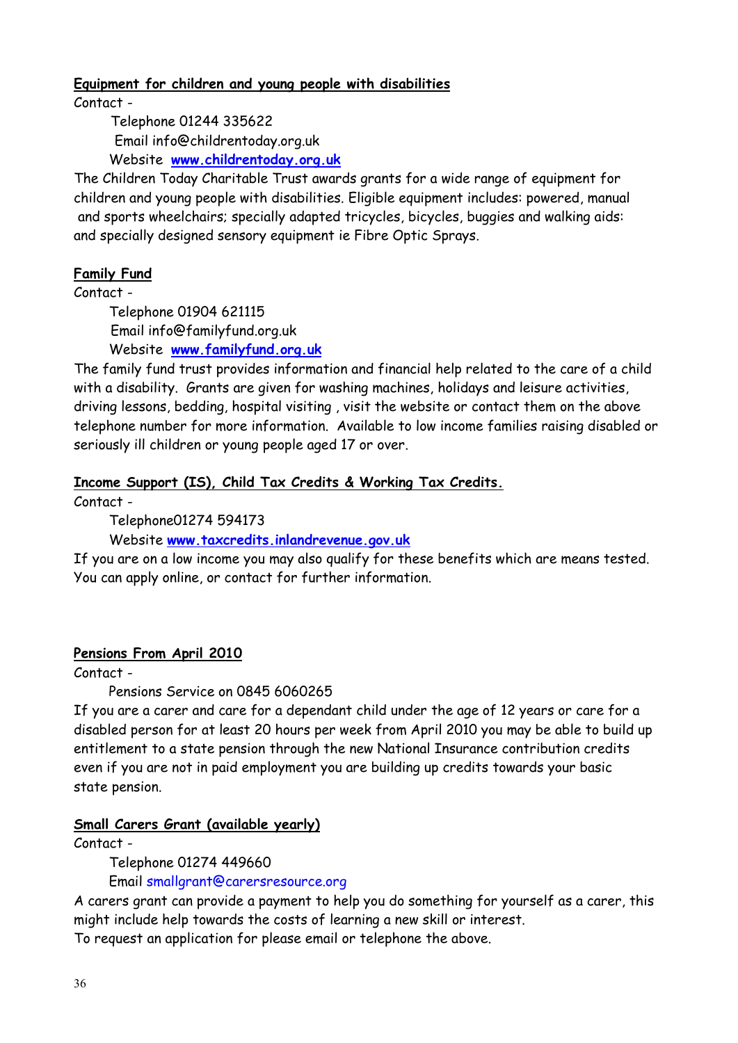**Equipment for children and young people with disabilities**

Contact -

Telephone 01244 335622

Email info@childrentoday.org.uk

Website **www.childrentoday.org.uk**

The Children Today Charitable Trust awards grants for a wide range of equipment for children and young people with disabilities. Eligible equipment includes: powered, manual and sports wheelchairs; specially adapted tricycles, bicycles, buggies and walking aids: and specially designed sensory equipment ie Fibre Optic Sprays.

**Family Fund**

Contact -

Telephone 01904 621115

Email info@familyfund.org.uk

Website **www.familyfund.org.uk**

The family fund trust provides information and financial help related to the care of a child with a disability. Grants are given for washing machines, holidays and leisure activities, driving lessons, bedding, hospital visiting , visit the website or contact them on the above telephone number for more information. Available to low income families raising disabled or seriously ill children or young people aged 17 or over.

**Income Support (IS), Child Tax Credits & Working Tax Credits.**

Contact -

Telephone01274 594173

Website **www.taxcredits.inlandrevenue.gov.uk**

If you are on a low income you may also qualify for these benefits which are means tested. You can apply online, or contact for further information.

**Pensions From April 2010**

Contact -

Pensions Service on 0845 6060265

If you are a carer and care for a dependant child under the age of 12 years or care for a disabled person for at least 20 hours per week from April 2010 you may be able to build up entitlement to a state pension through the new National Insurance contribution credits even if you are not in paid employment you are building up credits towards your basic state pension.

**Small Carers Grant (available yearly)**

Contact -

Telephone 01274 449660

Email smallgrant@carersresource.org

A carers grant can provide a payment to help you do something for yourself as a carer, this might include help towards the costs of learning a new skill or interest.
To request an application for please email or telephone the above.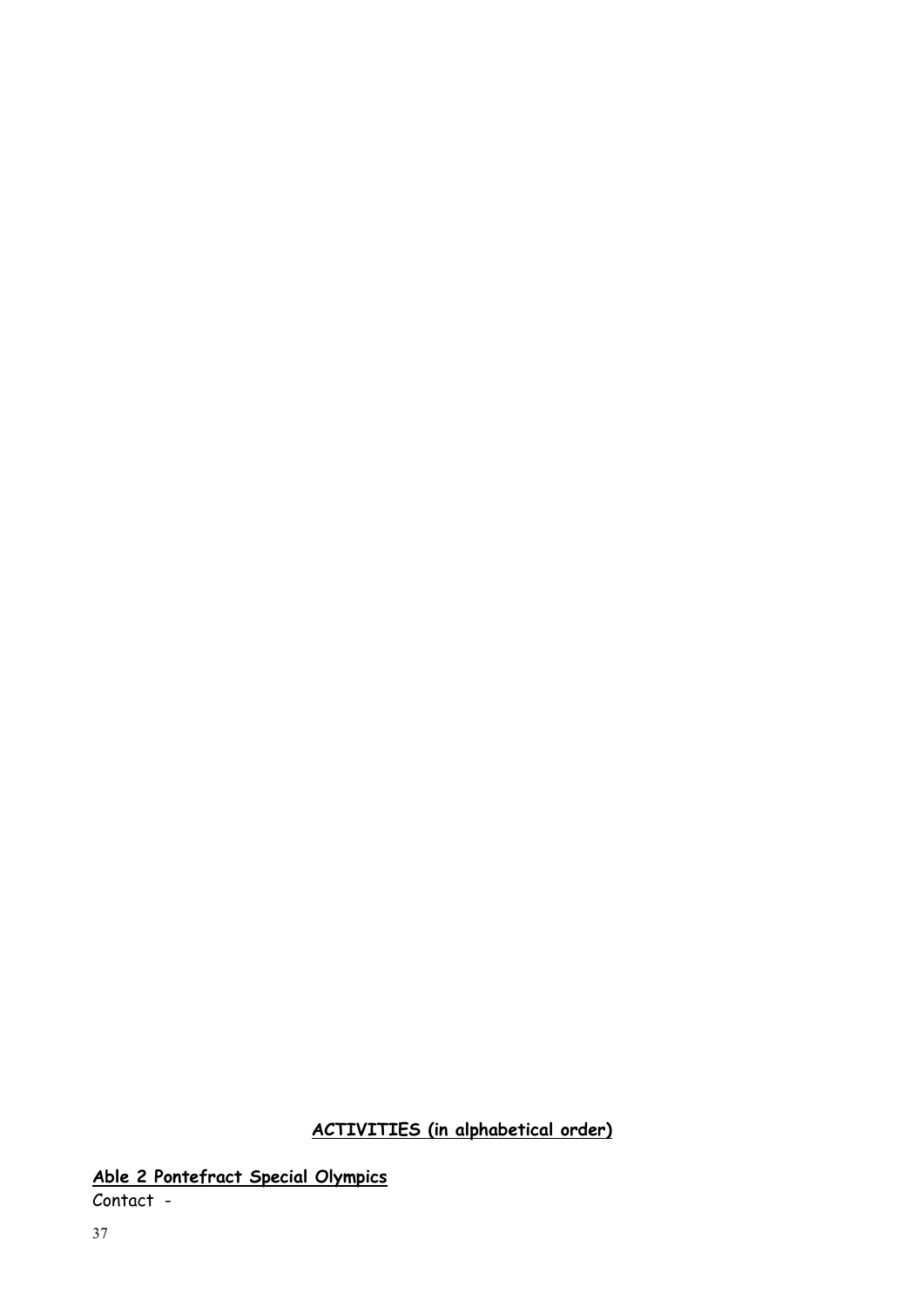**ACTIVITIES (in alphabetical order)**

**Able 2 Pontefract Special Olympics**

Contact -